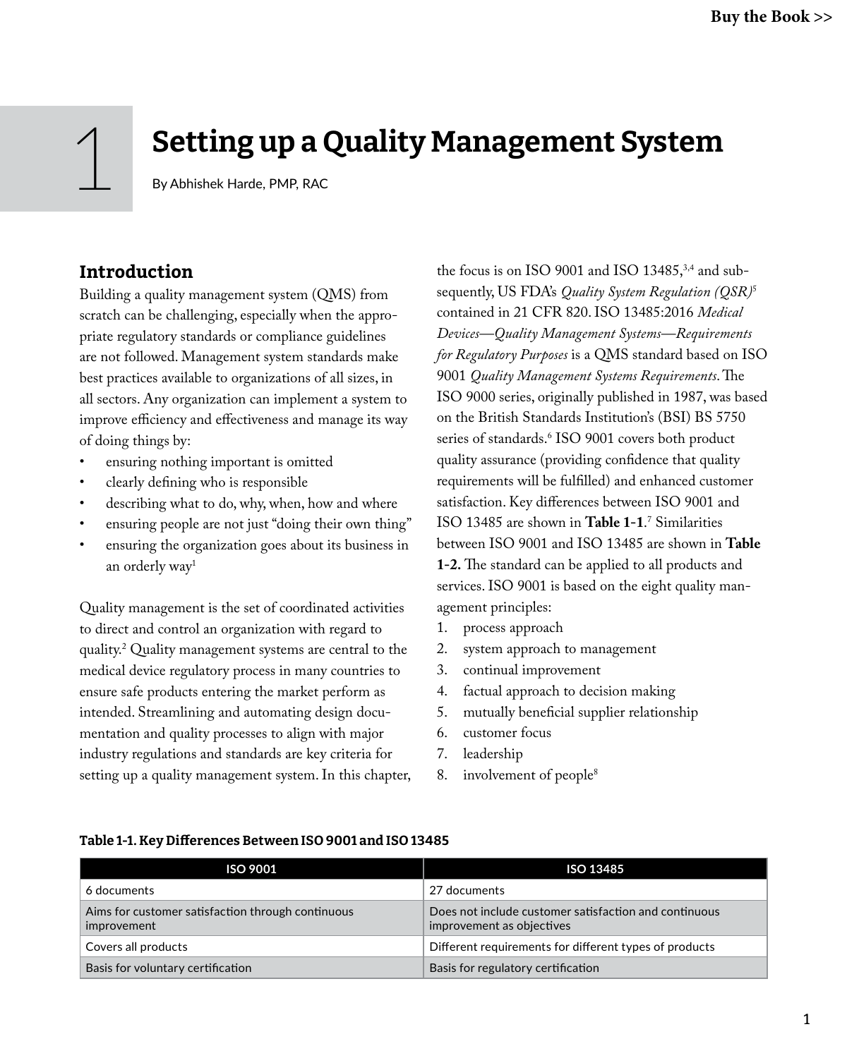# 1 Setting up a Quality Management System

By Abhishek Harde, PMP, RAC

## Introduction

Building a quality management system (QMS) from scratch can be challenging, especially when the appropriate regulatory standards or compliance guidelines are not followed. Management system standards make best practices available to organizations of all sizes, in all sectors. Any organization can implement a system to improve efficiency and effectiveness and manage its way of doing things by:

- ensuring nothing important is omitted
- clearly defining who is responsible
- describing what to do, why, when, how and where
- ensuring people are not just "doing their own thing"
- ensuring the organization goes about its business in an orderly way[1]

Quality management is the set of coordinated activities to direct and control an organization with regard to quality.[2] Quality management systems are central to the medical device regulatory process in many countries to ensure safe products entering the market perform as intended. Streamlining and automating design documentation and quality processes to align with major industry regulations and standards are key criteria for setting up a quality management system. In this chapter, the focus is on ISO 9001 and ISO 13485,[3,4] and subsequently, US FDA's *Quality System Regulation (QSR)*[5] contained in 21 CFR 820. ISO 13485:2016 *Medical Devices—Quality Management Systems—Requirements for Regulatory Purposes* is a QMS standard based on ISO 9001 *Quality Management Systems Requirements*. The ISO 9000 series, originally published in 1987, was based on the British Standards Institution's (BSI) BS 5750 series of standards.[6] ISO 9001 covers both product quality assurance (providing confidence that quality requirements will be fulfilled) and enhanced customer satisfaction. Key differences between ISO 9001 and ISO 13485 are shown in **Table 1-1**.[7] Similarities between ISO 9001 and ISO 13485 are shown in **Table 1-2.** The standard can be applied to all products and services. ISO 9001 is based on the eight quality management principles:

1. process approach
2. system approach to management
3. continual improvement
4. factual approach to decision making
5. mutually beneficial supplier relationship
6. customer focus
7. leadership
8. involvement of people[8]

**Table 1-1. Key Differences Between ISO 9001 and ISO 13485**

| ISO 9001 | ISO 13485 |
|---|---|
| 6 documents | 27 documents |
| Aims for customer satisfaction through continuous improvement | Does not include customer satisfaction and continuous improvement as objectives |
| Covers all products | Different requirements for different types of products |
| Basis for voluntary certification | Basis for regulatory certification |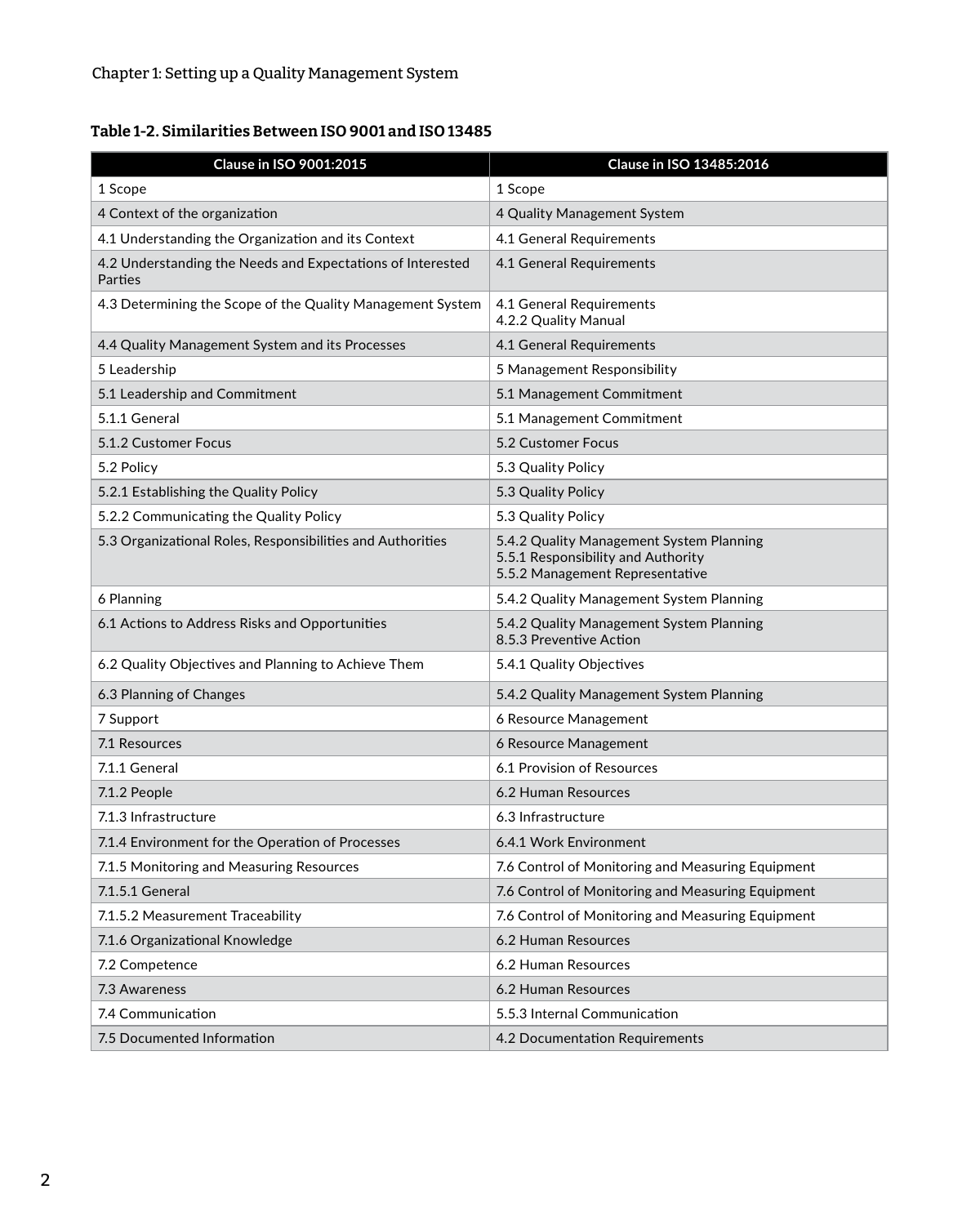**Table 1-2. Similarities Between ISO 9001 and ISO 13485**

| Clause in ISO 9001:2015 | Clause in ISO 13485:2016 |
|---|---|
| 1 Scope | 1 Scope |
| 4 Context of the organization | 4 Quality Management System |
| 4.1 Understanding the Organization and its Context | 4.1 General Requirements |
| 4.2 Understanding the Needs and Expectations of Interested Parties | 4.1 General Requirements |
| 4.3 Determining the Scope of the Quality Management System | 4.1 General Requirements<br>4.2.2 Quality Manual |
| 4.4 Quality Management System and its Processes | 4.1 General Requirements |
| 5 Leadership | 5 Management Responsibility |
| 5.1 Leadership and Commitment | 5.1 Management Commitment |
| 5.1.1 General | 5.1 Management Commitment |
| 5.1.2 Customer Focus | 5.2 Customer Focus |
| 5.2 Policy | 5.3 Quality Policy |
| 5.2.1 Establishing the Quality Policy | 5.3 Quality Policy |
| 5.2.2 Communicating the Quality Policy | 5.3 Quality Policy |
| 5.3 Organizational Roles, Responsibilities and Authorities | 5.4.2 Quality Management System Planning<br>5.5.1 Responsibility and Authority<br>5.5.2 Management Representative |
| 6 Planning | 5.4.2 Quality Management System Planning |
| 6.1 Actions to Address Risks and Opportunities | 5.4.2 Quality Management System Planning<br>8.5.3 Preventive Action |
| 6.2 Quality Objectives and Planning to Achieve Them | 5.4.1 Quality Objectives |
| 6.3 Planning of Changes | 5.4.2 Quality Management System Planning |
| 7 Support | 6 Resource Management |
| 7.1 Resources | 6 Resource Management |
| 7.1.1 General | 6.1 Provision of Resources |
| 7.1.2 People | 6.2 Human Resources |
| 7.1.3 Infrastructure | 6.3 Infrastructure |
| 7.1.4 Environment for the Operation of Processes | 6.4.1 Work Environment |
| 7.1.5 Monitoring and Measuring Resources | 7.6 Control of Monitoring and Measuring Equipment |
| 7.1.5.1 General | 7.6 Control of Monitoring and Measuring Equipment |
| 7.1.5.2 Measurement Traceability | 7.6 Control of Monitoring and Measuring Equipment |
| 7.1.6 Organizational Knowledge | 6.2 Human Resources |
| 7.2 Competence | 6.2 Human Resources |
| 7.3 Awareness | 6.2 Human Resources |
| 7.4 Communication | 5.5.3 Internal Communication |
| 7.5 Documented Information | 4.2 Documentation Requirements |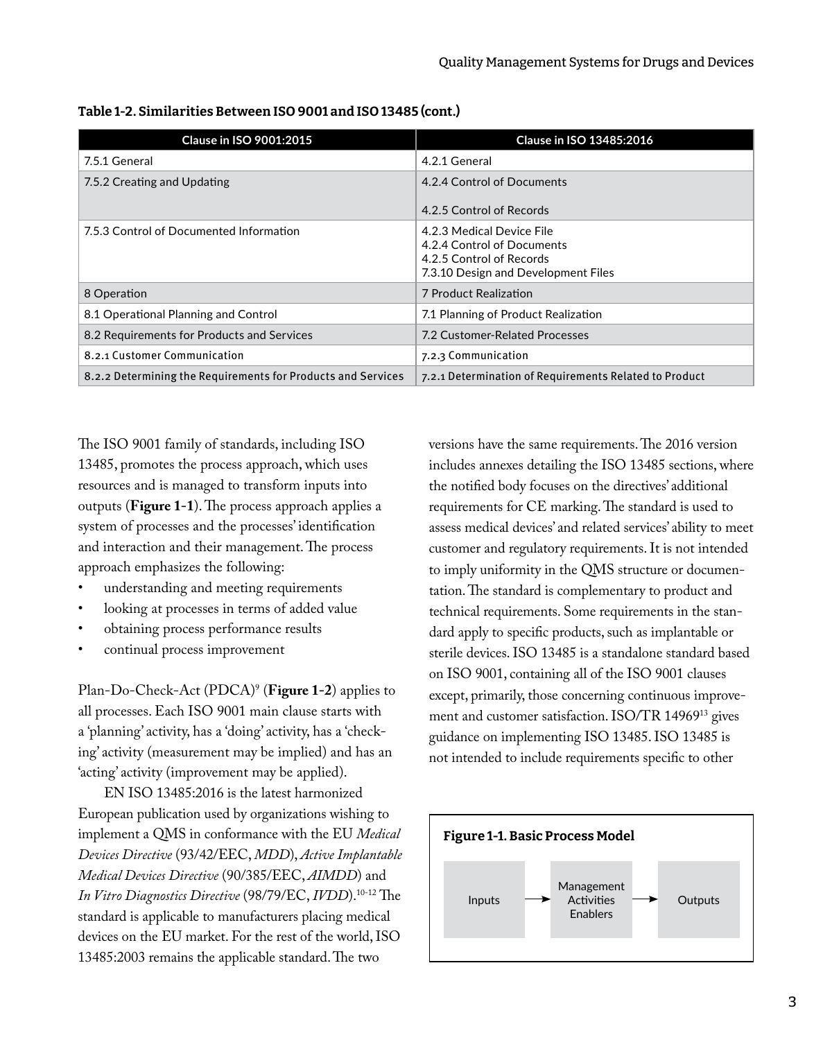**Table 1-2. Similarities Between ISO 9001 and ISO 13485 (cont.)**

| Clause in ISO 9001:2015 | Clause in ISO 13485:2016 |
|---|---|
| 7.5.1 General | 4.2.1 General |
| 7.5.2 Creating and Updating | 4.2.4 Control of Documents<br><br>4.2.5 Control of Records |
| 7.5.3 Control of Documented Information | 4.2.3 Medical Device File<br>4.2.4 Control of Documents<br>4.2.5 Control of Records<br>7.3.10 Design and Development Files |
| 8 Operation | 7 Product Realization |
| 8.1 Operational Planning and Control | 7.1 Planning of Product Realization |
| 8.2 Requirements for Products and Services | 7.2 Customer-Related Processes |
| 8.2.1 Customer Communication | 7.2.3 Communication |
| 8.2.2 Determining the Requirements for Products and Services | 7.2.1 Determination of Requirements Related to Product |

The ISO 9001 family of standards, including ISO 13485, promotes the process approach, which uses resources and is managed to transform inputs into outputs (**Figure 1-1**). The process approach applies a system of processes and the processes' identification and interaction and their management. The process approach emphasizes the following:

- understanding and meeting requirements
- looking at processes in terms of added value
- obtaining process performance results
- continual process improvement

Plan-Do-Check-Act (PDCA)[9] (**Figure 1-2**) applies to all processes. Each ISO 9001 main clause starts with a 'planning' activity, has a 'doing' activity, has a 'checking' activity (measurement may be implied) and has an 'acting' activity (improvement may be applied).

EN ISO 13485:2016 is the latest harmonized European publication used by organizations wishing to implement a QMS in conformance with the EU *Medical Devices Directive* (93/42/EEC, *MDD*), *Active Implantable Medical Devices Directive* (90/385/EEC, *AIMDD*) and *In Vitro Diagnostics Directive* (98/79/EC, *IVDD*).[10-12] The standard is applicable to manufacturers placing medical devices on the EU market. For the rest of the world, ISO 13485:2003 remains the applicable standard. The two versions have the same requirements. The 2016 version includes annexes detailing the ISO 13485 sections, where the notified body focuses on the directives' additional requirements for CE marking. The standard is used to assess medical devices' and related services' ability to meet customer and regulatory requirements. It is not intended to imply uniformity in the QMS structure or documentation. The standard is complementary to product and technical requirements. Some requirements in the standard apply to specific products, such as implantable or sterile devices. ISO 13485 is a standalone standard based on ISO 9001, containing all of the ISO 9001 clauses except, primarily, those concerning continuous improvement and customer satisfaction. ISO/TR 14969[13] gives guidance on implementing ISO 13485. ISO 13485 is not intended to include requirements specific to other

**Figure 1-1. Basic Process Model**

Inputs → Management Activities Enablers → Outputs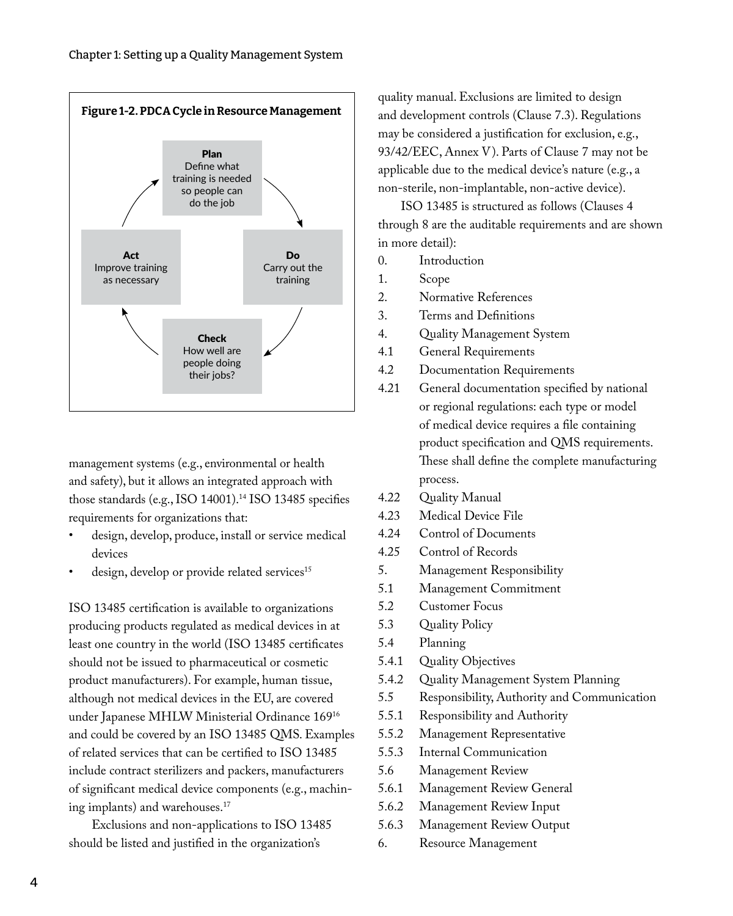**Figure 1-2. PDCA Cycle in Resource Management**

**Plan**
Define what training is needed so people can do the job

**Do**
Carry out the training

**Check**
How well are people doing their jobs?

**Act**
Improve training as necessary

management systems (e.g., environmental or health and safety), but it allows an integrated approach with those standards (e.g., ISO 14001).[14] ISO 13485 specifies requirements for organizations that:

- design, develop, produce, install or service medical devices
- design, develop or provide related services[15]

ISO 13485 certification is available to organizations producing products regulated as medical devices in at least one country in the world (ISO 13485 certificates should not be issued to pharmaceutical or cosmetic product manufacturers). For example, human tissue, although not medical devices in the EU, are covered under Japanese MHLW Ministerial Ordinance 169[16] and could be covered by an ISO 13485 QMS. Examples of related services that can be certified to ISO 13485 include contract sterilizers and packers, manufacturers of significant medical device components (e.g., machining implants) and warehouses.[17]

Exclusions and non-applications to ISO 13485 should be listed and justified in the organization's quality manual. Exclusions are limited to design and development controls (Clause 7.3). Regulations may be considered a justification for exclusion, e.g., 93/42/EEC, Annex V). Parts of Clause 7 may not be applicable due to the medical device's nature (e.g., a non-sterile, non-implantable, non-active device).

ISO 13485 is structured as follows (Clauses 4 through 8 are the auditable requirements and are shown in more detail):

- 0. Introduction
- 1. Scope
- 2. Normative References
- 3. Terms and Definitions
- 4. Quality Management System
- 4.1 General Requirements
- 4.2 Documentation Requirements
- 4.21 General documentation specified by national or regional regulations: each type or model of medical device requires a file containing product specification and QMS requirements. These shall define the complete manufacturing process.
- 4.22 Quality Manual
- 4.23 Medical Device File
- 4.24 Control of Documents
- 4.25 Control of Records
- 5. Management Responsibility
- 5.1 Management Commitment
- 5.2 Customer Focus
- 5.3 Quality Policy
- 5.4 Planning
- 5.4.1 Quality Objectives
- 5.4.2 Quality Management System Planning
- 5.5 Responsibility, Authority and Communication
- 5.5.1 Responsibility and Authority
- 5.5.2 Management Representative
- 5.5.3 Internal Communication
- 5.6 Management Review
- 5.6.1 Management Review General
- 5.6.2 Management Review Input
- 5.6.3 Management Review Output
- 6. Resource Management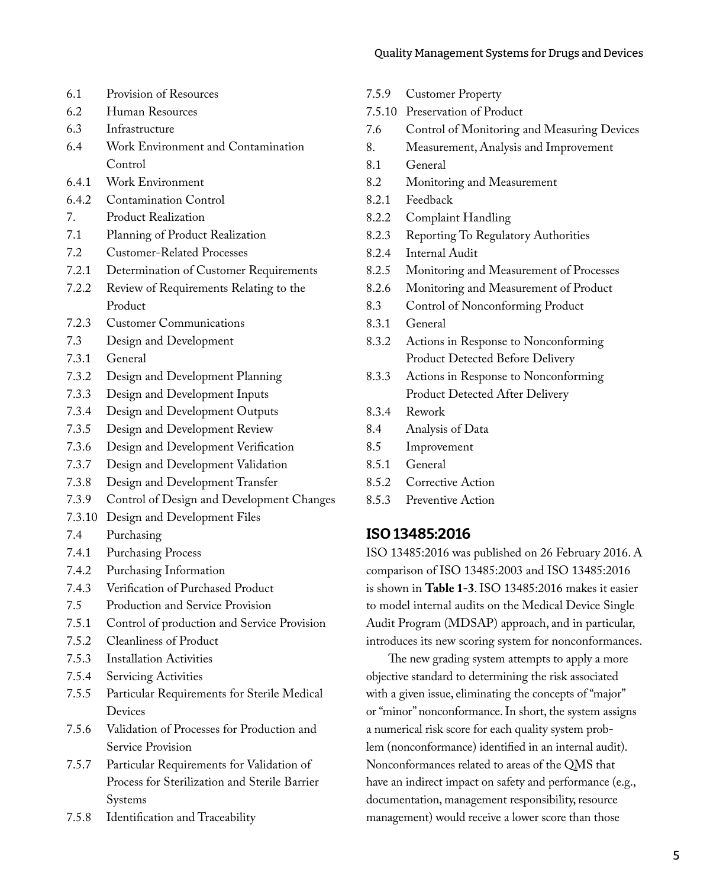6.1 Provision of Resources
6.2 Human Resources
6.3 Infrastructure
6.4 Work Environment and Contamination Control
6.4.1 Work Environment
6.4.2 Contamination Control
7. Product Realization
7.1 Planning of Product Realization
7.2 Customer-Related Processes
7.2.1 Determination of Customer Requirements
7.2.2 Review of Requirements Relating to the Product
7.2.3 Customer Communications
7.3 Design and Development
7.3.1 General
7.3.2 Design and Development Planning
7.3.3 Design and Development Inputs
7.3.4 Design and Development Outputs
7.3.5 Design and Development Review
7.3.6 Design and Development Verification
7.3.7 Design and Development Validation
7.3.8 Design and Development Transfer
7.3.9 Control of Design and Development Changes
7.3.10 Design and Development Files
7.4 Purchasing
7.4.1 Purchasing Process
7.4.2 Purchasing Information
7.4.3 Verification of Purchased Product
7.5 Production and Service Provision
7.5.1 Control of production and Service Provision
7.5.2 Cleanliness of Product
7.5.3 Installation Activities
7.5.4 Servicing Activities
7.5.5 Particular Requirements for Sterile Medical Devices
7.5.6 Validation of Processes for Production and Service Provision
7.5.7 Particular Requirements for Validation of Process for Sterilization and Sterile Barrier Systems
7.5.8 Identification and Traceability
7.5.9 Customer Property
7.5.10 Preservation of Product
7.6 Control of Monitoring and Measuring Devices
8. Measurement, Analysis and Improvement
8.1 General
8.2 Monitoring and Measurement
8.2.1 Feedback
8.2.2 Complaint Handling
8.2.3 Reporting To Regulatory Authorities
8.2.4 Internal Audit
8.2.5 Monitoring and Measurement of Processes
8.2.6 Monitoring and Measurement of Product
8.3 Control of Nonconforming Product
8.3.1 General
8.3.2 Actions in Response to Nonconforming Product Detected Before Delivery
8.3.3 Actions in Response to Nonconforming Product Detected After Delivery
8.3.4 Rework
8.4 Analysis of Data
8.5 Improvement
8.5.1 General
8.5.2 Corrective Action
8.5.3 Preventive Action

## ISO 13485:2016

ISO 13485:2016 was published on 26 February 2016. A comparison of ISO 13485:2003 and ISO 13485:2016 is shown in **Table 1-3**. ISO 13485:2016 makes it easier to model internal audits on the Medical Device Single Audit Program (MDSAP) approach, and in particular, introduces its new scoring system for nonconformances.

The new grading system attempts to apply a more objective standard to determining the risk associated with a given issue, eliminating the concepts of "major" or "minor" nonconformance. In short, the system assigns a numerical risk score for each quality system problem (nonconformance) identified in an internal audit). Nonconformances related to areas of the QMS that have an indirect impact on safety and performance (e.g., documentation, management responsibility, resource management) would receive a lower score than those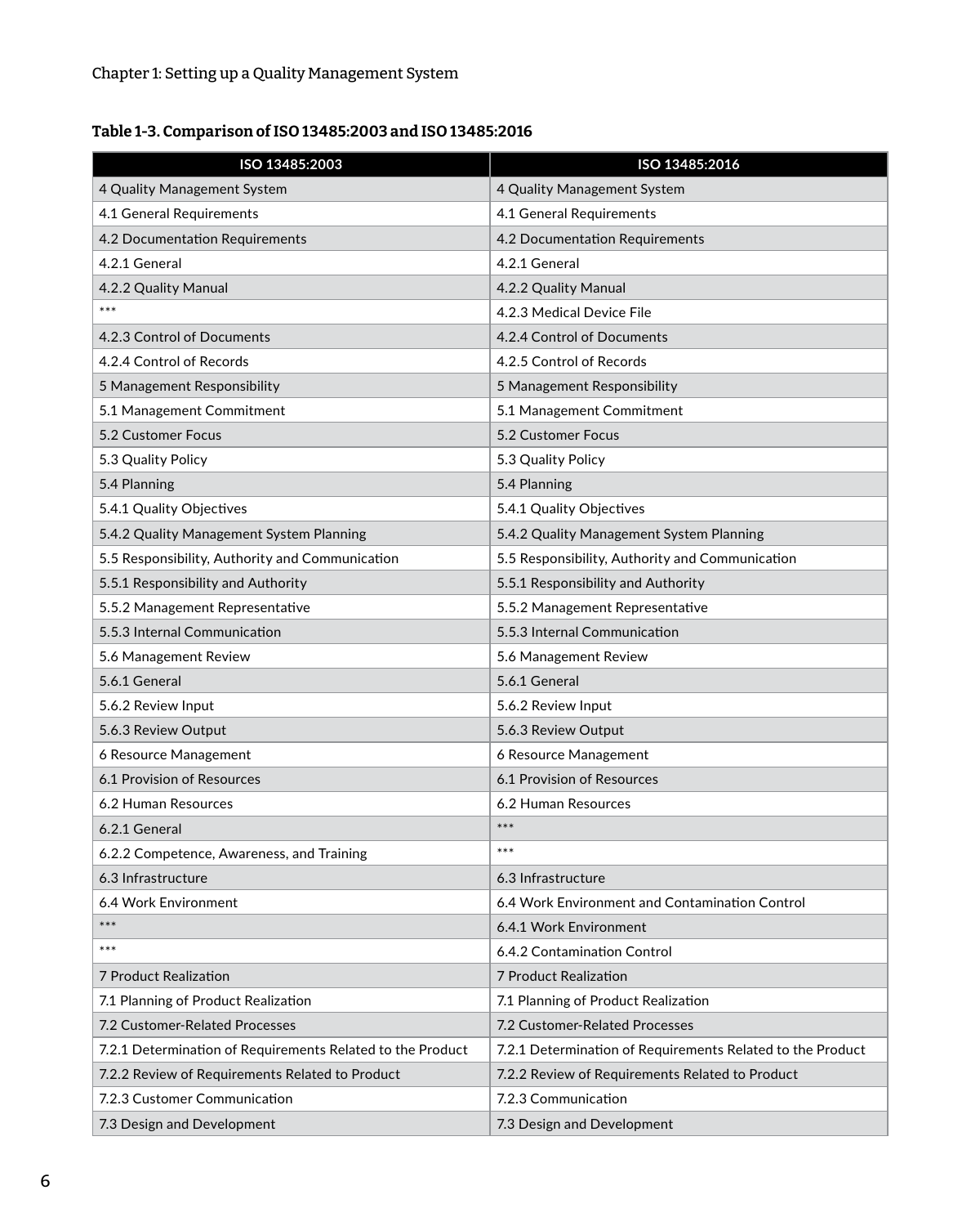**Table 1-3. Comparison of ISO 13485:2003 and ISO 13485:2016**

| ISO 13485:2003 | ISO 13485:2016 |
|---|---|
| 4 Quality Management System | 4 Quality Management System |
| 4.1 General Requirements | 4.1 General Requirements |
| 4.2 Documentation Requirements | 4.2 Documentation Requirements |
| 4.2.1 General | 4.2.1 General |
| 4.2.2 Quality Manual | 4.2.2 Quality Manual |
| *** | 4.2.3 Medical Device File |
| 4.2.3 Control of Documents | 4.2.4 Control of Documents |
| 4.2.4 Control of Records | 4.2.5 Control of Records |
| 5 Management Responsibility | 5 Management Responsibility |
| 5.1 Management Commitment | 5.1 Management Commitment |
| 5.2 Customer Focus | 5.2 Customer Focus |
| 5.3 Quality Policy | 5.3 Quality Policy |
| 5.4 Planning | 5.4 Planning |
| 5.4.1 Quality Objectives | 5.4.1 Quality Objectives |
| 5.4.2 Quality Management System Planning | 5.4.2 Quality Management System Planning |
| 5.5 Responsibility, Authority and Communication | 5.5 Responsibility, Authority and Communication |
| 5.5.1 Responsibility and Authority | 5.5.1 Responsibility and Authority |
| 5.5.2 Management Representative | 5.5.2 Management Representative |
| 5.5.3 Internal Communication | 5.5.3 Internal Communication |
| 5.6 Management Review | 5.6 Management Review |
| 5.6.1 General | 5.6.1 General |
| 5.6.2 Review Input | 5.6.2 Review Input |
| 5.6.3 Review Output | 5.6.3 Review Output |
| 6 Resource Management | 6 Resource Management |
| 6.1 Provision of Resources | 6.1 Provision of Resources |
| 6.2 Human Resources | 6.2 Human Resources |
| 6.2.1 General | *** |
| 6.2.2 Competence, Awareness, and Training | *** |
| 6.3 Infrastructure | 6.3 Infrastructure |
| 6.4 Work Environment | 6.4 Work Environment and Contamination Control |
| *** | 6.4.1 Work Environment |
| *** | 6.4.2 Contamination Control |
| 7 Product Realization | 7 Product Realization |
| 7.1 Planning of Product Realization | 7.1 Planning of Product Realization |
| 7.2 Customer-Related Processes | 7.2 Customer-Related Processes |
| 7.2.1 Determination of Requirements Related to the Product | 7.2.1 Determination of Requirements Related to the Product |
| 7.2.2 Review of Requirements Related to Product | 7.2.2 Review of Requirements Related to Product |
| 7.2.3 Customer Communication | 7.2.3 Communication |
| 7.3 Design and Development | 7.3 Design and Development |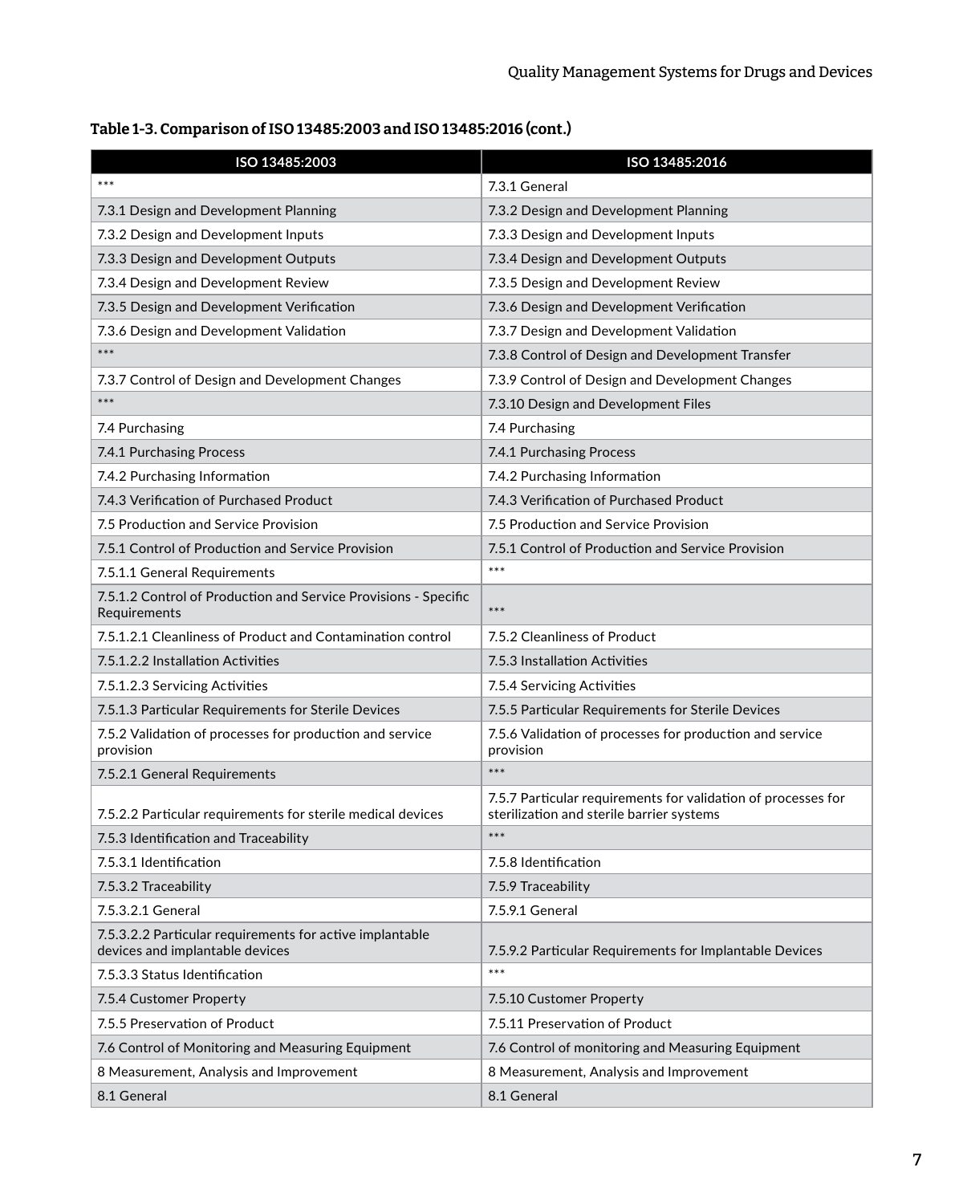**Table 1-3. Comparison of ISO 13485:2003 and ISO 13485:2016 (cont.)**

| ISO 13485:2003 | ISO 13485:2016 |
|---|---|
| *** | 7.3.1 General |
| 7.3.1 Design and Development Planning | 7.3.2 Design and Development Planning |
| 7.3.2 Design and Development Inputs | 7.3.3 Design and Development Inputs |
| 7.3.3 Design and Development Outputs | 7.3.4 Design and Development Outputs |
| 7.3.4 Design and Development Review | 7.3.5 Design and Development Review |
| 7.3.5 Design and Development Verification | 7.3.6 Design and Development Verification |
| 7.3.6 Design and Development Validation | 7.3.7 Design and Development Validation |
| *** | 7.3.8 Control of Design and Development Transfer |
| 7.3.7 Control of Design and Development Changes | 7.3.9 Control of Design and Development Changes |
| *** | 7.3.10 Design and Development Files |
| 7.4 Purchasing | 7.4 Purchasing |
| 7.4.1 Purchasing Process | 7.4.1 Purchasing Process |
| 7.4.2 Purchasing Information | 7.4.2 Purchasing Information |
| 7.4.3 Verification of Purchased Product | 7.4.3 Verification of Purchased Product |
| 7.5 Production and Service Provision | 7.5 Production and Service Provision |
| 7.5.1 Control of Production and Service Provision | 7.5.1 Control of Production and Service Provision |
| 7.5.1.1 General Requirements | *** |
| 7.5.1.2 Control of Production and Service Provisions - Specific Requirements | *** |
| 7.5.1.2.1 Cleanliness of Product and Contamination control | 7.5.2 Cleanliness of Product |
| 7.5.1.2.2 Installation Activities | 7.5.3 Installation Activities |
| 7.5.1.2.3 Servicing Activities | 7.5.4 Servicing Activities |
| 7.5.1.3 Particular Requirements for Sterile Devices | 7.5.5 Particular Requirements for Sterile Devices |
| 7.5.2 Validation of processes for production and service provision | 7.5.6 Validation of processes for production and service provision |
| 7.5.2.1 General Requirements | *** |
| 7.5.2.2 Particular requirements for sterile medical devices | 7.5.7 Particular requirements for validation of processes for sterilization and sterile barrier systems |
| 7.5.3 Identification and Traceability | *** |
| 7.5.3.1 Identification | 7.5.8 Identification |
| 7.5.3.2 Traceability | 7.5.9 Traceability |
| 7.5.3.2.1 General | 7.5.9.1 General |
| 7.5.3.2.2 Particular requirements for active implantable devices and implantable devices | 7.5.9.2 Particular Requirements for Implantable Devices |
| 7.5.3.3 Status Identification | *** |
| 7.5.4 Customer Property | 7.5.10 Customer Property |
| 7.5.5 Preservation of Product | 7.5.11 Preservation of Product |
| 7.6 Control of Monitoring and Measuring Equipment | 7.6 Control of monitoring and Measuring Equipment |
| 8 Measurement, Analysis and Improvement | 8 Measurement, Analysis and Improvement |
| 8.1 General | 8.1 General |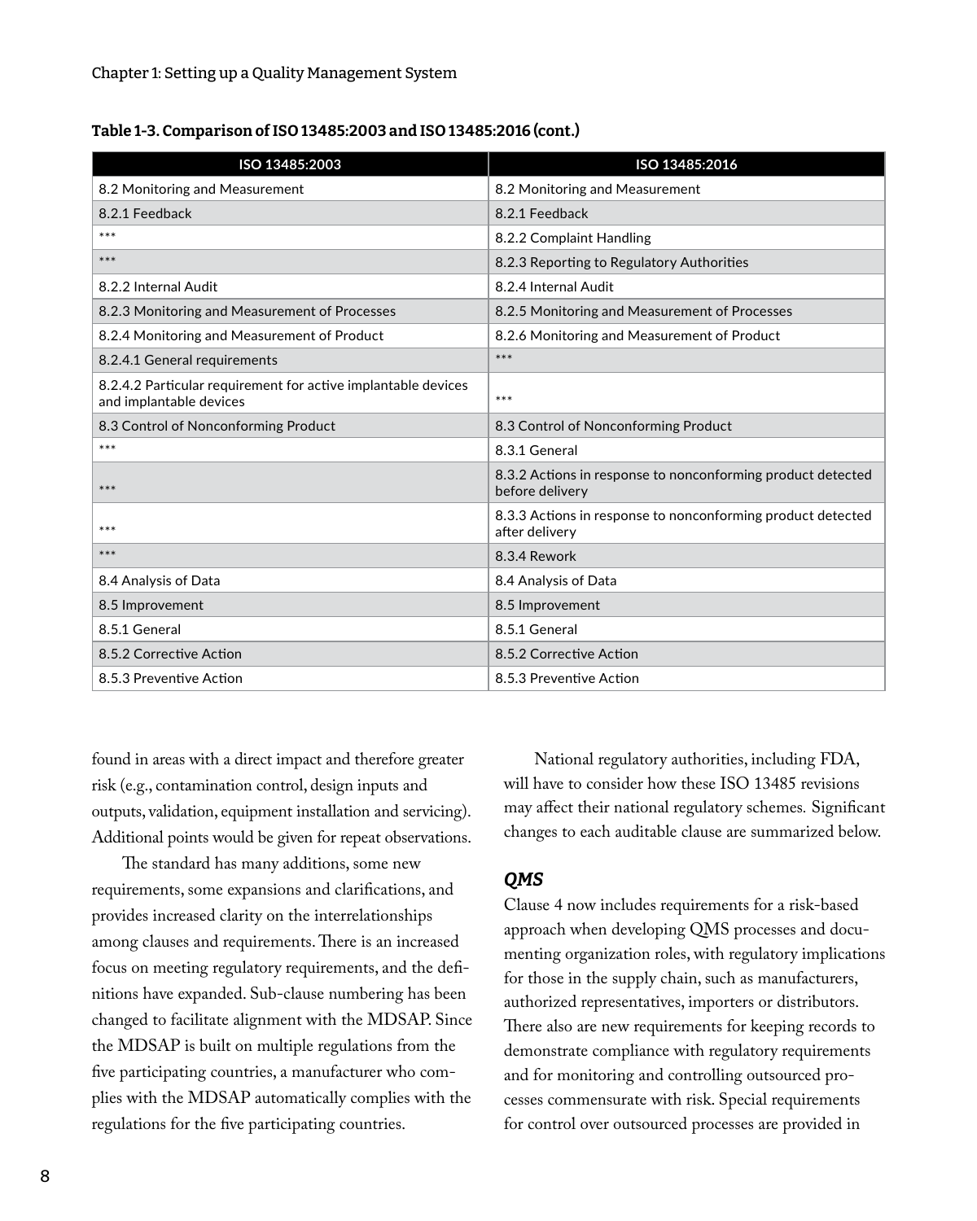**Table 1-3. Comparison of ISO 13485:2003 and ISO 13485:2016 (cont.)**

| ISO 13485:2003 | ISO 13485:2016 |
|---|---|
| 8.2 Monitoring and Measurement | 8.2 Monitoring and Measurement |
| 8.2.1 Feedback | 8.2.1 Feedback |
| *** | 8.2.2 Complaint Handling |
| *** | 8.2.3 Reporting to Regulatory Authorities |
| 8.2.2 Internal Audit | 8.2.4 Internal Audit |
| 8.2.3 Monitoring and Measurement of Processes | 8.2.5 Monitoring and Measurement of Processes |
| 8.2.4 Monitoring and Measurement of Product | 8.2.6 Monitoring and Measurement of Product |
| 8.2.4.1 General requirements | *** |
| 8.2.4.2 Particular requirement for active implantable devices and implantable devices | *** |
| 8.3 Control of Nonconforming Product | 8.3 Control of Nonconforming Product |
| *** | 8.3.1 General |
| *** | 8.3.2 Actions in response to nonconforming product detected before delivery |
| *** | 8.3.3 Actions in response to nonconforming product detected after delivery |
| *** | 8.3.4 Rework |
| 8.4 Analysis of Data | 8.4 Analysis of Data |
| 8.5 Improvement | 8.5 Improvement |
| 8.5.1 General | 8.5.1 General |
| 8.5.2 Corrective Action | 8.5.2 Corrective Action |
| 8.5.3 Preventive Action | 8.5.3 Preventive Action |

found in areas with a direct impact and therefore greater risk (e.g., contamination control, design inputs and outputs, validation, equipment installation and servicing). Additional points would be given for repeat observations.

The standard has many additions, some new requirements, some expansions and clarifications, and provides increased clarity on the interrelationships among clauses and requirements. There is an increased focus on meeting regulatory requirements, and the definitions have expanded. Sub-clause numbering has been changed to facilitate alignment with the MDSAP. Since the MDSAP is built on multiple regulations from the five participating countries, a manufacturer who complies with the MDSAP automatically complies with the regulations for the five participating countries.

National regulatory authorities, including FDA, will have to consider how these ISO 13485 revisions may affect their national regulatory schemes. Significant changes to each auditable clause are summarized below.

### *QMS*

Clause 4 now includes requirements for a risk-based approach when developing QMS processes and documenting organization roles, with regulatory implications for those in the supply chain, such as manufacturers, authorized representatives, importers or distributors. There also are new requirements for keeping records to demonstrate compliance with regulatory requirements and for monitoring and controlling outsourced processes commensurate with risk. Special requirements for control over outsourced processes are provided in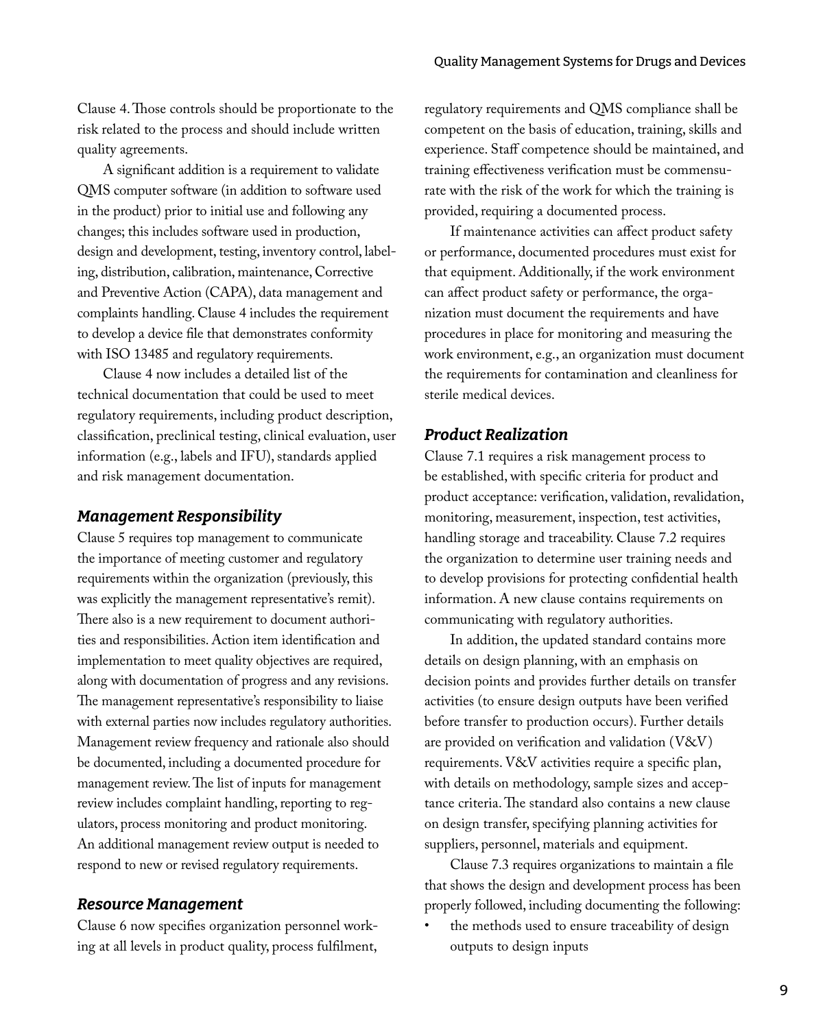Clause 4. Those controls should be proportionate to the risk related to the process and should include written quality agreements.

A significant addition is a requirement to validate QMS computer software (in addition to software used in the product) prior to initial use and following any changes; this includes software used in production, design and development, testing, inventory control, labeling, distribution, calibration, maintenance, Corrective and Preventive Action (CAPA), data management and complaints handling. Clause 4 includes the requirement to develop a device file that demonstrates conformity with ISO 13485 and regulatory requirements.

Clause 4 now includes a detailed list of the technical documentation that could be used to meet regulatory requirements, including product description, classification, preclinical testing, clinical evaluation, user information (e.g., labels and IFU), standards applied and risk management documentation.

### *Management Responsibility*

Clause 5 requires top management to communicate the importance of meeting customer and regulatory requirements within the organization (previously, this was explicitly the management representative's remit). There also is a new requirement to document authorities and responsibilities. Action item identification and implementation to meet quality objectives are required, along with documentation of progress and any revisions. The management representative's responsibility to liaise with external parties now includes regulatory authorities. Management review frequency and rationale also should be documented, including a documented procedure for management review. The list of inputs for management review includes complaint handling, reporting to regulators, process monitoring and product monitoring. An additional management review output is needed to respond to new or revised regulatory requirements.

### *Resource Management*

Clause 6 now specifies organization personnel working at all levels in product quality, process fulfilment, regulatory requirements and QMS compliance shall be competent on the basis of education, training, skills and experience. Staff competence should be maintained, and training effectiveness verification must be commensurate with the risk of the work for which the training is provided, requiring a documented process.

If maintenance activities can affect product safety or performance, documented procedures must exist for that equipment. Additionally, if the work environment can affect product safety or performance, the organization must document the requirements and have procedures in place for monitoring and measuring the work environment, e.g., an organization must document the requirements for contamination and cleanliness for sterile medical devices.

### *Product Realization*

Clause 7.1 requires a risk management process to be established, with specific criteria for product and product acceptance: verification, validation, revalidation, monitoring, measurement, inspection, test activities, handling storage and traceability. Clause 7.2 requires the organization to determine user training needs and to develop provisions for protecting confidential health information. A new clause contains requirements on communicating with regulatory authorities.

In addition, the updated standard contains more details on design planning, with an emphasis on decision points and provides further details on transfer activities (to ensure design outputs have been verified before transfer to production occurs). Further details are provided on verification and validation (V&V) requirements. V&V activities require a specific plan, with details on methodology, sample sizes and acceptance criteria. The standard also contains a new clause on design transfer, specifying planning activities for suppliers, personnel, materials and equipment.

Clause 7.3 requires organizations to maintain a file that shows the design and development process has been properly followed, including documenting the following:

- the methods used to ensure traceability of design outputs to design inputs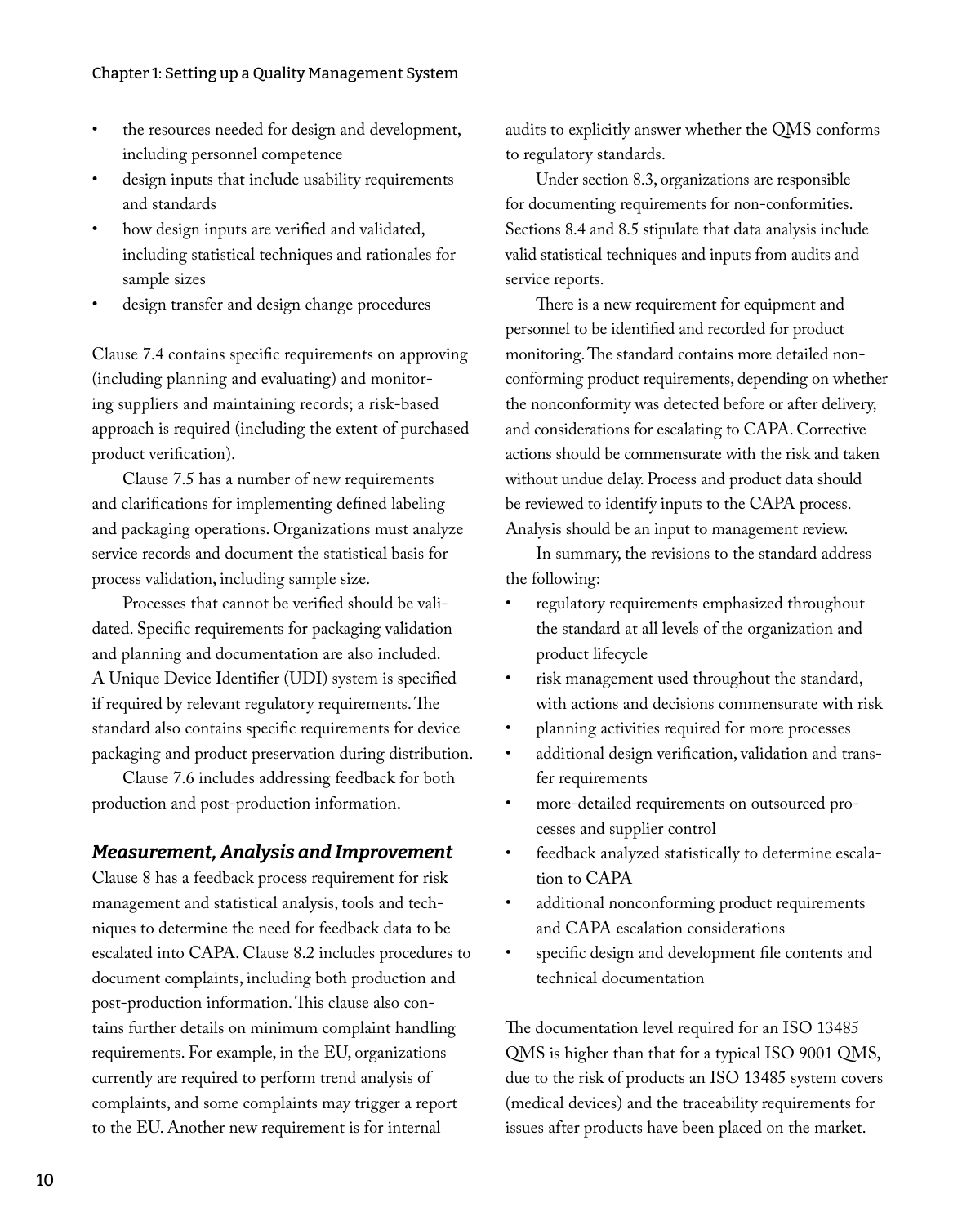- the resources needed for design and development, including personnel competence
- design inputs that include usability requirements and standards
- how design inputs are verified and validated, including statistical techniques and rationales for sample sizes
- design transfer and design change procedures

Clause 7.4 contains specific requirements on approving (including planning and evaluating) and monitoring suppliers and maintaining records; a risk-based approach is required (including the extent of purchased product verification).

Clause 7.5 has a number of new requirements and clarifications for implementing defined labeling and packaging operations. Organizations must analyze service records and document the statistical basis for process validation, including sample size.

Processes that cannot be verified should be validated. Specific requirements for packaging validation and planning and documentation are also included. A Unique Device Identifier (UDI) system is specified if required by relevant regulatory requirements. The standard also contains specific requirements for device packaging and product preservation during distribution.

Clause 7.6 includes addressing feedback for both production and post-production information.

### *Measurement, Analysis and Improvement*

Clause 8 has a feedback process requirement for risk management and statistical analysis, tools and techniques to determine the need for feedback data to be escalated into CAPA. Clause 8.2 includes procedures to document complaints, including both production and post-production information. This clause also contains further details on minimum complaint handling requirements. For example, in the EU, organizations currently are required to perform trend analysis of complaints, and some complaints may trigger a report to the EU. Another new requirement is for internal audits to explicitly answer whether the QMS conforms to regulatory standards.

Under section 8.3, organizations are responsible for documenting requirements for non-conformities. Sections 8.4 and 8.5 stipulate that data analysis include valid statistical techniques and inputs from audits and service reports.

There is a new requirement for equipment and personnel to be identified and recorded for product monitoring. The standard contains more detailed non-conforming product requirements, depending on whether the nonconformity was detected before or after delivery, and considerations for escalating to CAPA. Corrective actions should be commensurate with the risk and taken without undue delay. Process and product data should be reviewed to identify inputs to the CAPA process. Analysis should be an input to management review.

In summary, the revisions to the standard address the following:

- regulatory requirements emphasized throughout the standard at all levels of the organization and product lifecycle
- risk management used throughout the standard, with actions and decisions commensurate with risk
- planning activities required for more processes
- additional design verification, validation and transfer requirements
- more-detailed requirements on outsourced processes and supplier control
- feedback analyzed statistically to determine escalation to CAPA
- additional nonconforming product requirements and CAPA escalation considerations
- specific design and development file contents and technical documentation

The documentation level required for an ISO 13485 QMS is higher than that for a typical ISO 9001 QMS, due to the risk of products an ISO 13485 system covers (medical devices) and the traceability requirements for issues after products have been placed on the market.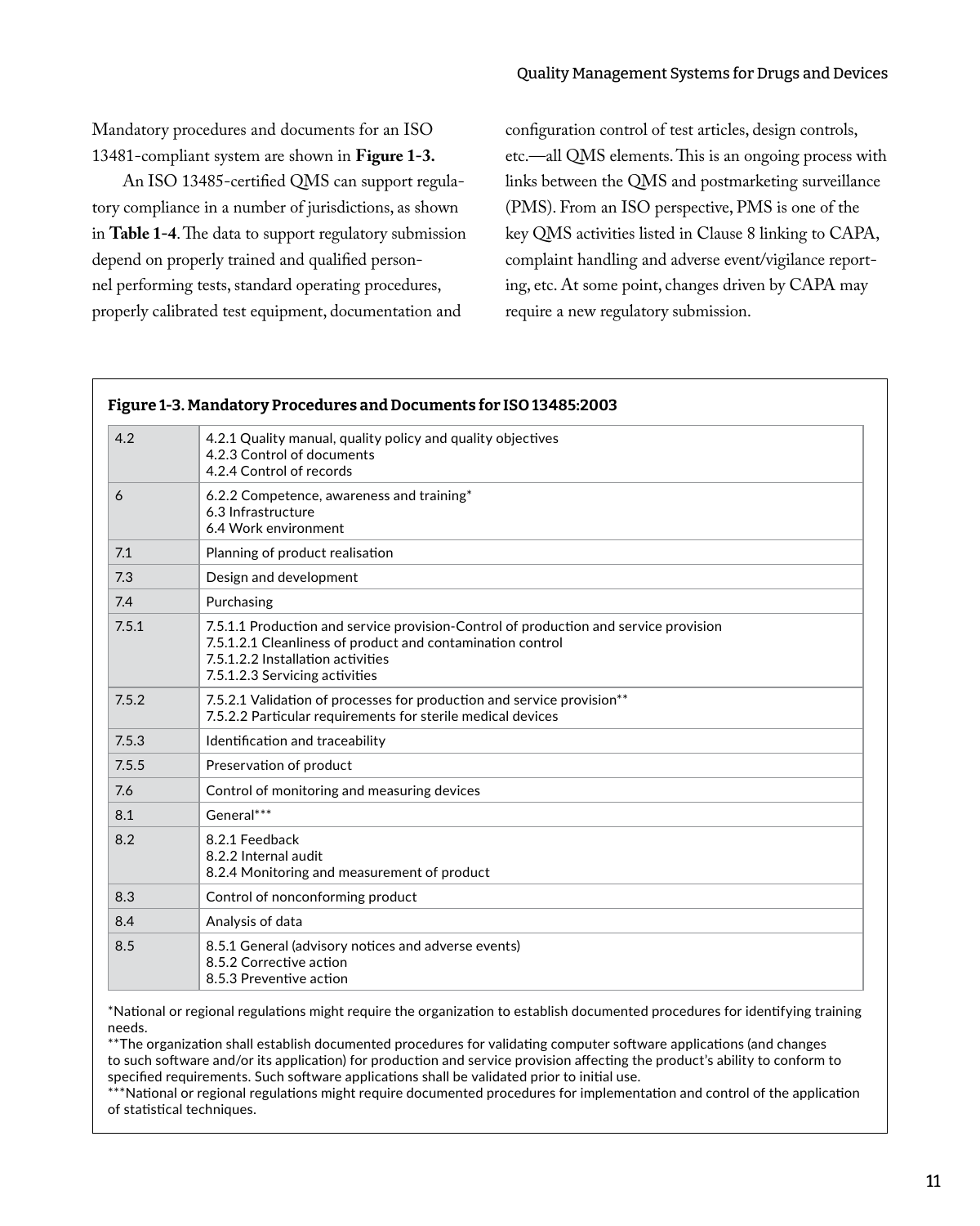Mandatory procedures and documents for an ISO 13481-compliant system are shown in **Figure 1-3.**

An ISO 13485-certified QMS can support regulatory compliance in a number of jurisdictions, as shown in **Table 1-4**. The data to support regulatory submission depend on properly trained and qualified personnel performing tests, standard operating procedures, properly calibrated test equipment, documentation and configuration control of test articles, design controls, etc.—all QMS elements. This is an ongoing process with links between the QMS and postmarketing surveillance (PMS). From an ISO perspective, PMS is one of the key QMS activities listed in Clause 8 linking to CAPA, complaint handling and adverse event/vigilance reporting, etc. At some point, changes driven by CAPA may require a new regulatory submission.

**Figure 1-3. Mandatory Procedures and Documents for ISO 13485:2003**

| | |
|---|---|
| 4.2 | 4.2.1 Quality manual, quality policy and quality objectives<br>4.2.3 Control of documents<br>4.2.4 Control of records |
| 6 | 6.2.2 Competence, awareness and training*<br>6.3 Infrastructure<br>6.4 Work environment |
| 7.1 | Planning of product realisation |
| 7.3 | Design and development |
| 7.4 | Purchasing |
| 7.5.1 | 7.5.1.1 Production and service provision-Control of production and service provision<br>7.5.1.2.1 Cleanliness of product and contamination control<br>7.5.1.2.2 Installation activities<br>7.5.1.2.3 Servicing activities |
| 7.5.2 | 7.5.2.1 Validation of processes for production and service provision**<br>7.5.2.2 Particular requirements for sterile medical devices |
| 7.5.3 | Identification and traceability |
| 7.5.5 | Preservation of product |
| 7.6 | Control of monitoring and measuring devices |
| 8.1 | General*** |
| 8.2 | 8.2.1 Feedback<br>8.2.2 Internal audit<br>8.2.4 Monitoring and measurement of product |
| 8.3 | Control of nonconforming product |
| 8.4 | Analysis of data |
| 8.5 | 8.5.1 General (advisory notices and adverse events)<br>8.5.2 Corrective action<br>8.5.3 Preventive action |

*National or regional regulations might require the organization to establish documented procedures for identifying training needs.
**The organization shall establish documented procedures for validating computer software applications (and changes to such software and/or its application) for production and service provision affecting the product's ability to conform to specified requirements. Such software applications shall be validated prior to initial use.
***National or regional regulations might require documented procedures for implementation and control of the application of statistical techniques.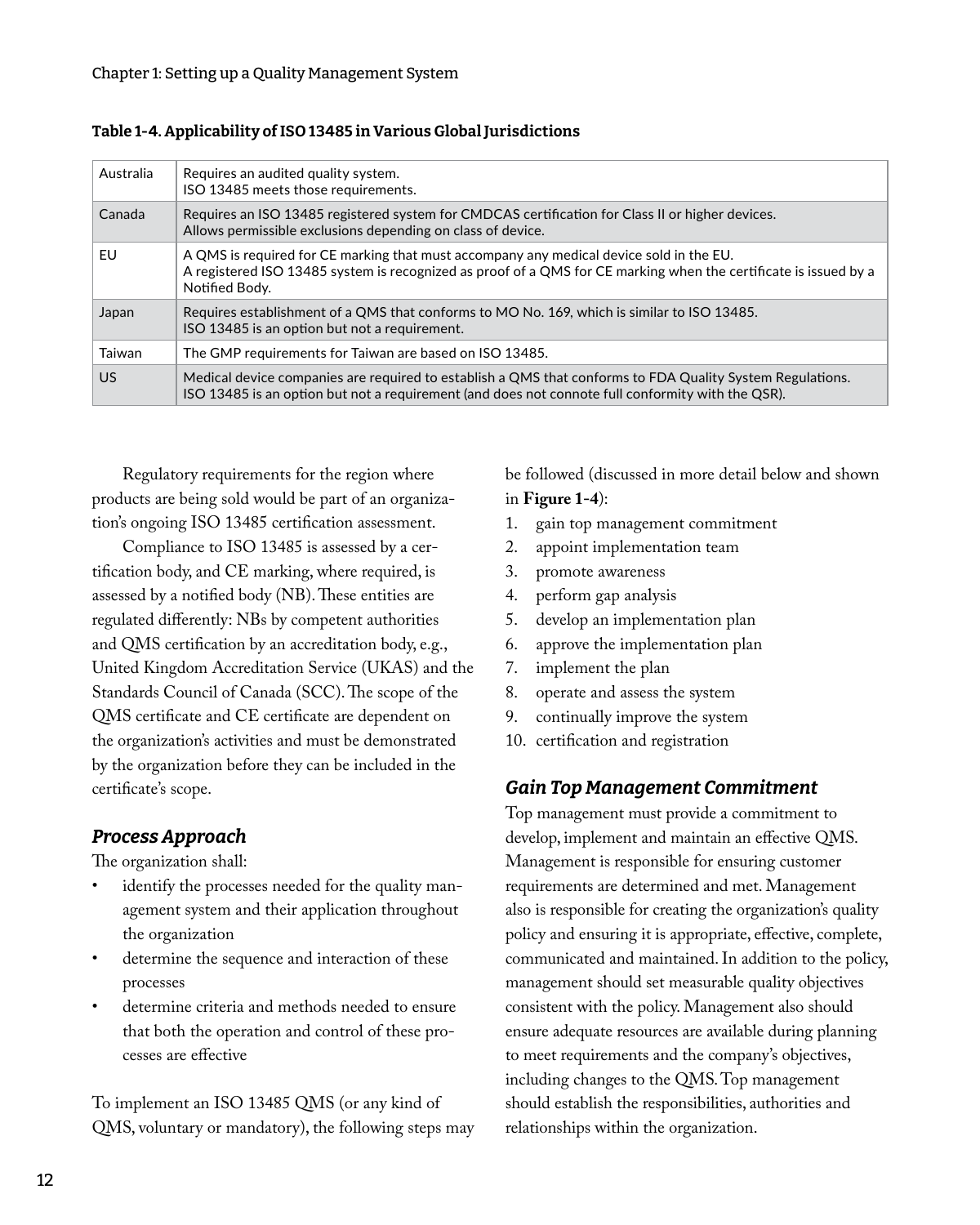**Table 1-4. Applicability of ISO 13485 in Various Global Jurisdictions**

| | |
|---|---|
| Australia | Requires an audited quality system.<br>ISO 13485 meets those requirements. |
| Canada | Requires an ISO 13485 registered system for CMDCAS certification for Class II or higher devices.<br>Allows permissible exclusions depending on class of device. |
| EU | A QMS is required for CE marking that must accompany any medical device sold in the EU.<br>A registered ISO 13485 system is recognized as proof of a QMS for CE marking when the certificate is issued by a Notified Body. |
| Japan | Requires establishment of a QMS that conforms to MO No. 169, which is similar to ISO 13485.<br>ISO 13485 is an option but not a requirement. |
| Taiwan | The GMP requirements for Taiwan are based on ISO 13485. |
| US | Medical device companies are required to establish a QMS that conforms to FDA Quality System Regulations.<br>ISO 13485 is an option but not a requirement (and does not connote full conformity with the QSR). |

Regulatory requirements for the region where products are being sold would be part of an organization's ongoing ISO 13485 certification assessment.

Compliance to ISO 13485 is assessed by a certification body, and CE marking, where required, is assessed by a notified body (NB). These entities are regulated differently: NBs by competent authorities and QMS certification by an accreditation body, e.g., United Kingdom Accreditation Service (UKAS) and the Standards Council of Canada (SCC). The scope of the QMS certificate and CE certificate are dependent on the organization's activities and must be demonstrated by the organization before they can be included in the certificate's scope.

### *Process Approach*

The organization shall:

- identify the processes needed for the quality management system and their application throughout the organization
- determine the sequence and interaction of these processes
- determine criteria and methods needed to ensure that both the operation and control of these processes are effective

To implement an ISO 13485 QMS (or any kind of QMS, voluntary or mandatory), the following steps may be followed (discussed in more detail below and shown in **Figure 1-4**):

1. gain top management commitment
2. appoint implementation team
3. promote awareness
4. perform gap analysis
5. develop an implementation plan
6. approve the implementation plan
7. implement the plan
8. operate and assess the system
9. continually improve the system
10. certification and registration

### *Gain Top Management Commitment*

Top management must provide a commitment to develop, implement and maintain an effective QMS. Management is responsible for ensuring customer requirements are determined and met. Management also is responsible for creating the organization's quality policy and ensuring it is appropriate, effective, complete, communicated and maintained. In addition to the policy, management should set measurable quality objectives consistent with the policy. Management also should ensure adequate resources are available during planning to meet requirements and the company's objectives, including changes to the QMS. Top management should establish the responsibilities, authorities and relationships within the organization.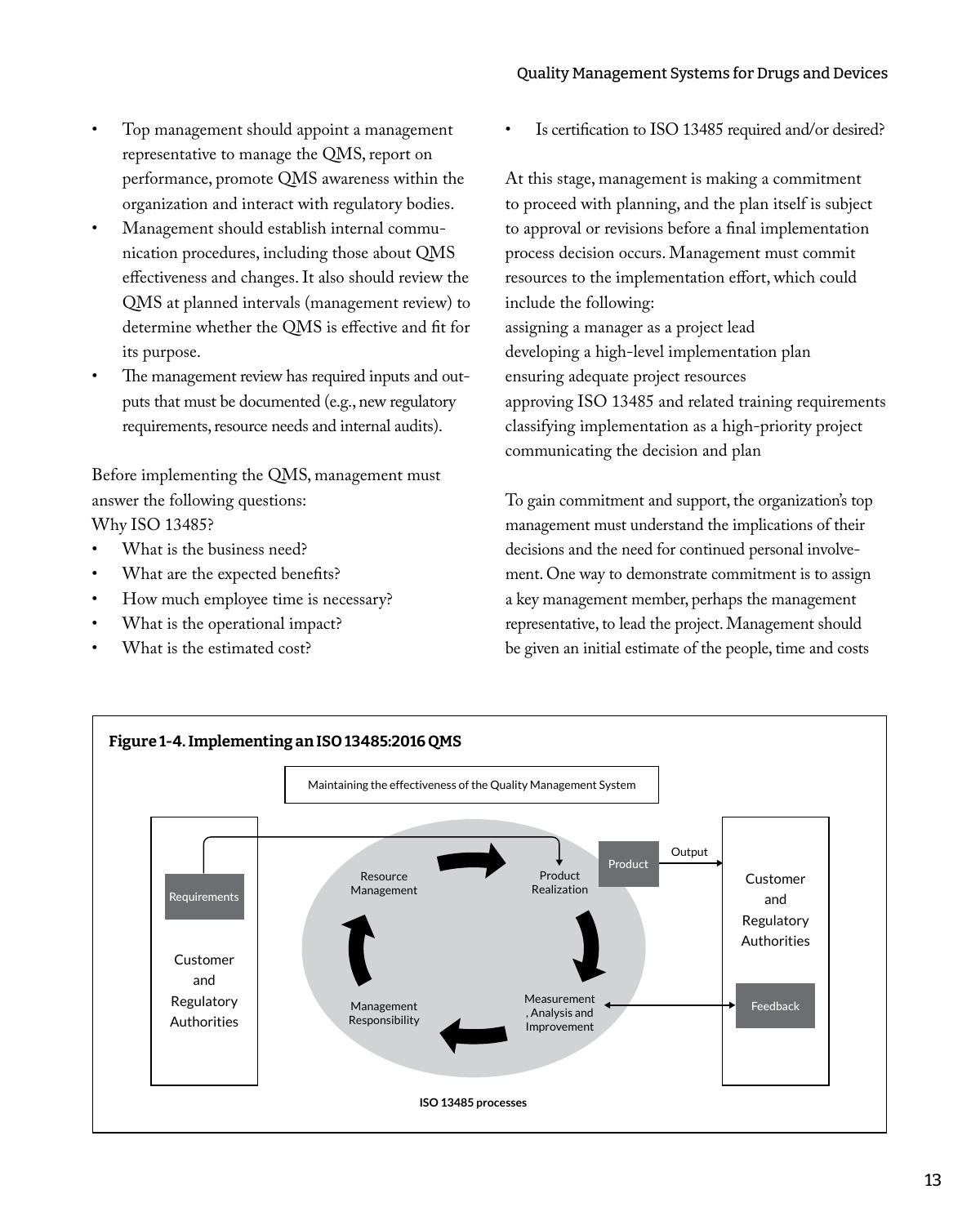- Top management should appoint a management representative to manage the QMS, report on performance, promote QMS awareness within the organization and interact with regulatory bodies.
- Management should establish internal communication procedures, including those about QMS effectiveness and changes. It also should review the QMS at planned intervals (management review) to determine whether the QMS is effective and fit for its purpose.
- The management review has required inputs and outputs that must be documented (e.g., new regulatory requirements, resource needs and internal audits).

Before implementing the QMS, management must answer the following questions:

Why ISO 13485?

- What is the business need?
- What are the expected benefits?
- How much employee time is necessary?
- What is the operational impact?
- What is the estimated cost?
- Is certification to ISO 13485 required and/or desired?

At this stage, management is making a commitment to proceed with planning, and the plan itself is subject to approval or revisions before a final implementation process decision occurs. Management must commit resources to the implementation effort, which could include the following:

assigning a manager as a project lead
developing a high-level implementation plan
ensuring adequate project resources
approving ISO 13485 and related training requirements
classifying implementation as a high-priority project
communicating the decision and plan

To gain commitment and support, the organization's top management must understand the implications of their decisions and the need for continued personal involvement. One way to demonstrate commitment is to assign a key management member, perhaps the management representative, to lead the project. Management should be given an initial estimate of the people, time and costs

**Figure 1-4. Implementing an ISO 13485:2016 QMS**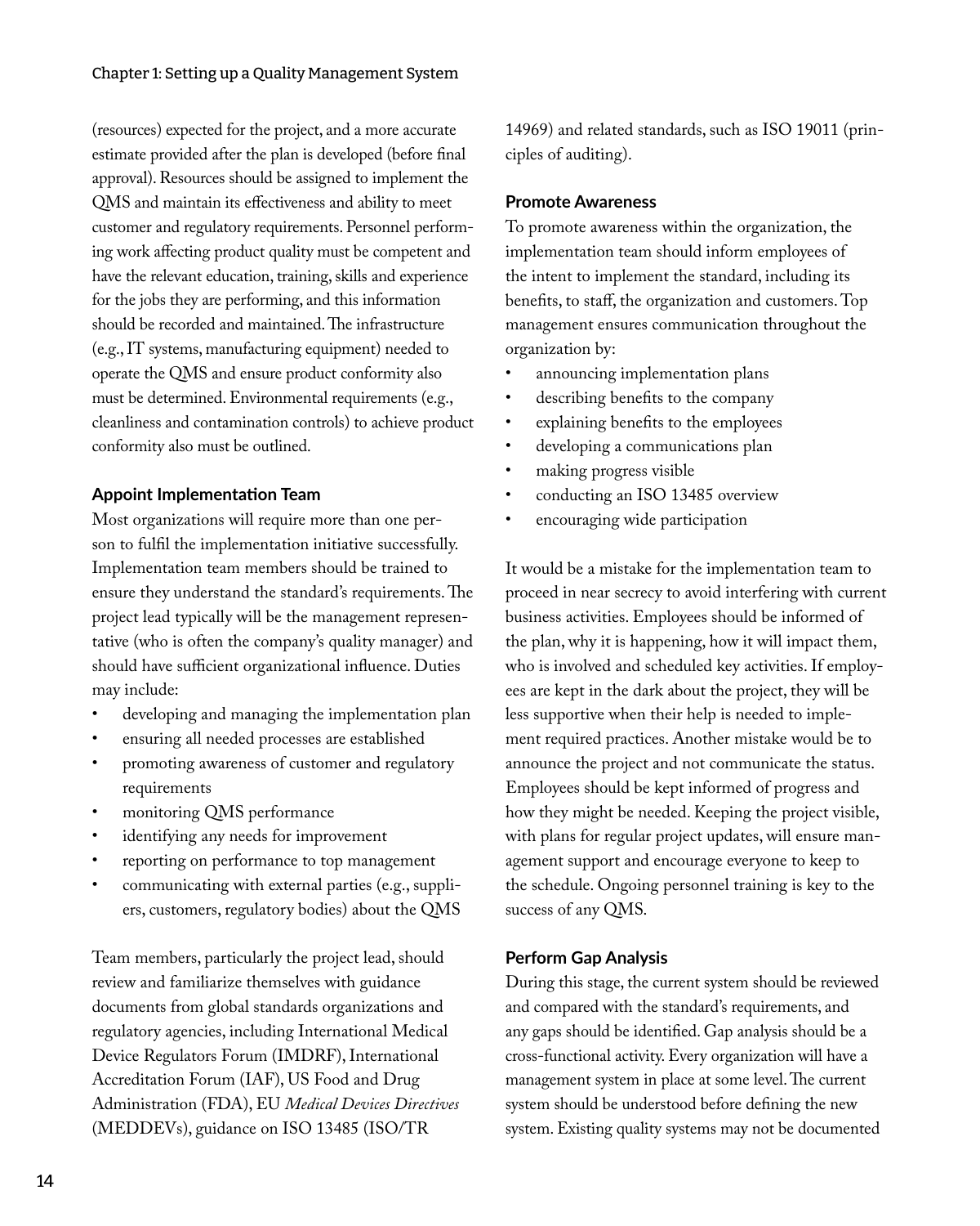(resources) expected for the project, and a more accurate estimate provided after the plan is developed (before final approval). Resources should be assigned to implement the QMS and maintain its effectiveness and ability to meet customer and regulatory requirements. Personnel performing work affecting product quality must be competent and have the relevant education, training, skills and experience for the jobs they are performing, and this information should be recorded and maintained. The infrastructure (e.g., IT systems, manufacturing equipment) needed to operate the QMS and ensure product conformity also must be determined. Environmental requirements (e.g., cleanliness and contamination controls) to achieve product conformity also must be outlined.

### Appoint Implementation Team

Most organizations will require more than one person to fulfil the implementation initiative successfully. Implementation team members should be trained to ensure they understand the standard's requirements. The project lead typically will be the management representative (who is often the company's quality manager) and should have sufficient organizational influence. Duties may include:

- developing and managing the implementation plan
- ensuring all needed processes are established
- promoting awareness of customer and regulatory requirements
- monitoring QMS performance
- identifying any needs for improvement
- reporting on performance to top management
- communicating with external parties (e.g., suppliers, customers, regulatory bodies) about the QMS

Team members, particularly the project lead, should review and familiarize themselves with guidance documents from global standards organizations and regulatory agencies, including International Medical Device Regulators Forum (IMDRF), International Accreditation Forum (IAF), US Food and Drug Administration (FDA), EU *Medical Devices Directives* (MEDDEVs), guidance on ISO 13485 (ISO/TR 14969) and related standards, such as ISO 19011 (principles of auditing).

### Promote Awareness

To promote awareness within the organization, the implementation team should inform employees of the intent to implement the standard, including its benefits, to staff, the organization and customers. Top management ensures communication throughout the organization by:

- announcing implementation plans
- describing benefits to the company
- explaining benefits to the employees
- developing a communications plan
- making progress visible
- conducting an ISO 13485 overview
- encouraging wide participation

It would be a mistake for the implementation team to proceed in near secrecy to avoid interfering with current business activities. Employees should be informed of the plan, why it is happening, how it will impact them, who is involved and scheduled key activities. If employees are kept in the dark about the project, they will be less supportive when their help is needed to implement required practices. Another mistake would be to announce the project and not communicate the status. Employees should be kept informed of progress and how they might be needed. Keeping the project visible, with plans for regular project updates, will ensure management support and encourage everyone to keep to the schedule. Ongoing personnel training is key to the success of any QMS.

### Perform Gap Analysis

During this stage, the current system should be reviewed and compared with the standard's requirements, and any gaps should be identified. Gap analysis should be a cross-functional activity. Every organization will have a management system in place at some level. The current system should be understood before defining the new system. Existing quality systems may not be documented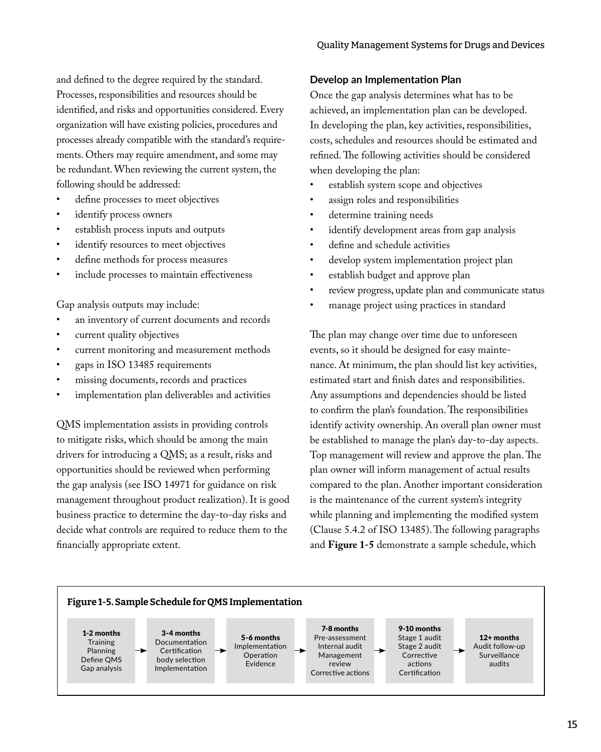and defined to the degree required by the standard. Processes, responsibilities and resources should be identified, and risks and opportunities considered. Every organization will have existing policies, procedures and processes already compatible with the standard's requirements. Others may require amendment, and some may be redundant. When reviewing the current system, the following should be addressed:

- define processes to meet objectives
- identify process owners
- establish process inputs and outputs
- identify resources to meet objectives
- define methods for process measures
- include processes to maintain effectiveness

Gap analysis outputs may include:

- an inventory of current documents and records
- current quality objectives
- current monitoring and measurement methods
- gaps in ISO 13485 requirements
- missing documents, records and practices
- implementation plan deliverables and activities

QMS implementation assists in providing controls to mitigate risks, which should be among the main drivers for introducing a QMS; as a result, risks and opportunities should be reviewed when performing the gap analysis (see ISO 14971 for guidance on risk management throughout product realization). It is good business practice to determine the day-to-day risks and decide what controls are required to reduce them to the financially appropriate extent.

### Develop an Implementation Plan

Once the gap analysis determines what has to be achieved, an implementation plan can be developed. In developing the plan, key activities, responsibilities, costs, schedules and resources should be estimated and refined. The following activities should be considered when developing the plan:

- establish system scope and objectives
- assign roles and responsibilities
- determine training needs
- identify development areas from gap analysis
- define and schedule activities
- develop system implementation project plan
- establish budget and approve plan
- review progress, update plan and communicate status
- manage project using practices in standard

The plan may change over time due to unforeseen events, so it should be designed for easy maintenance. At minimum, the plan should list key activities, estimated start and finish dates and responsibilities. Any assumptions and dependencies should be listed to confirm the plan's foundation. The responsibilities identify activity ownership. An overall plan owner must be established to manage the plan's day-to-day aspects. Top management will review and approve the plan. The plan owner will inform management of actual results compared to the plan. Another important consideration is the maintenance of the current system's integrity while planning and implementing the modified system (Clause 5.4.2 of ISO 13485). The following paragraphs and **Figure 1-5** demonstrate a sample schedule, which

**Figure 1-5. Sample Schedule for QMS Implementation**

| 1-2 months | → | 3-4 months | → | 5-6 months | → | 7-8 months | → | 9-10 months | → | 12+ months |
|---|---|---|---|---|---|---|---|---|---|---|
| Training<br>Planning<br>Define QMS<br>Gap analysis | | Documentation<br>Certification body selection<br>Implementation | | Implementation<br>Operation<br>Evidence | | Pre-assessment<br>Internal audit<br>Management review<br>Corrective actions | | Stage 1 audit<br>Stage 2 audit<br>Corrective actions<br>Certification | | Audit follow-up<br>Surveillance audits |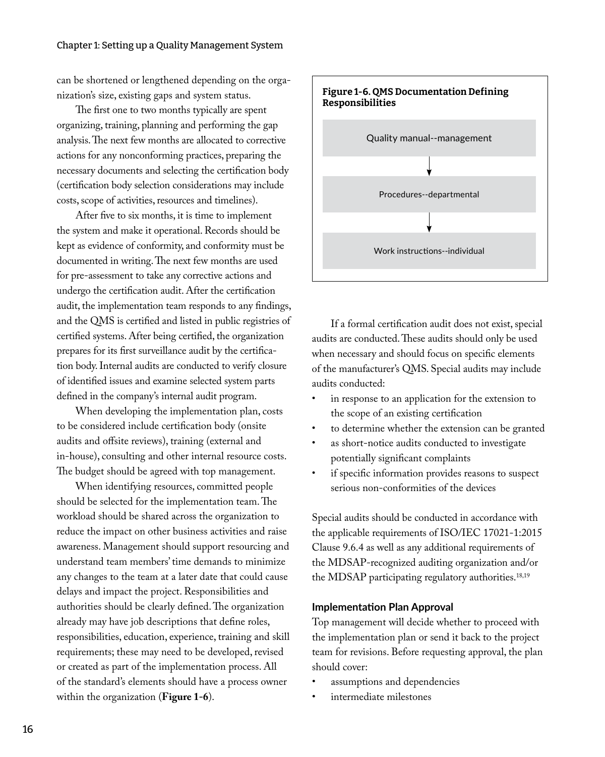can be shortened or lengthened depending on the organization's size, existing gaps and system status.

The first one to two months typically are spent organizing, training, planning and performing the gap analysis. The next few months are allocated to corrective actions for any nonconforming practices, preparing the necessary documents and selecting the certification body (certification body selection considerations may include costs, scope of activities, resources and timelines).

After five to six months, it is time to implement the system and make it operational. Records should be kept as evidence of conformity, and conformity must be documented in writing. The next few months are used for pre-assessment to take any corrective actions and undergo the certification audit. After the certification audit, the implementation team responds to any findings, and the QMS is certified and listed in public registries of certified systems. After being certified, the organization prepares for its first surveillance audit by the certification body. Internal audits are conducted to verify closure of identified issues and examine selected system parts defined in the company's internal audit program.

When developing the implementation plan, costs to be considered include certification body (onsite audits and offsite reviews), training (external and in-house), consulting and other internal resource costs. The budget should be agreed with top management.

When identifying resources, committed people should be selected for the implementation team. The workload should be shared across the organization to reduce the impact on other business activities and raise awareness. Management should support resourcing and understand team members' time demands to minimize any changes to the team at a later date that could cause delays and impact the project. Responsibilities and authorities should be clearly defined. The organization already may have job descriptions that define roles, responsibilities, education, experience, training and skill requirements; these may need to be developed, revised or created as part of the implementation process. All of the standard's elements should have a process owner within the organization (**Figure 1-6**).

**Figure 1-6. QMS Documentation Defining Responsibilities**

Quality manual--management

↓

Procedures--departmental

↓

Work instructions--individual

If a formal certification audit does not exist, special audits are conducted. These audits should only be used when necessary and should focus on specific elements of the manufacturer's QMS. Special audits may include audits conducted:

- in response to an application for the extension to the scope of an existing certification
- to determine whether the extension can be granted
- as short-notice audits conducted to investigate potentially significant complaints
- if specific information provides reasons to suspect serious non-conformities of the devices

Special audits should be conducted in accordance with the applicable requirements of ISO/IEC 17021-1:2015 Clause 9.6.4 as well as any additional requirements of the MDSAP-recognized auditing organization and/or the MDSAP participating regulatory authorities.[18,19]

### Implementation Plan Approval

Top management will decide whether to proceed with the implementation plan or send it back to the project team for revisions. Before requesting approval, the plan should cover:

- assumptions and dependencies
- intermediate milestones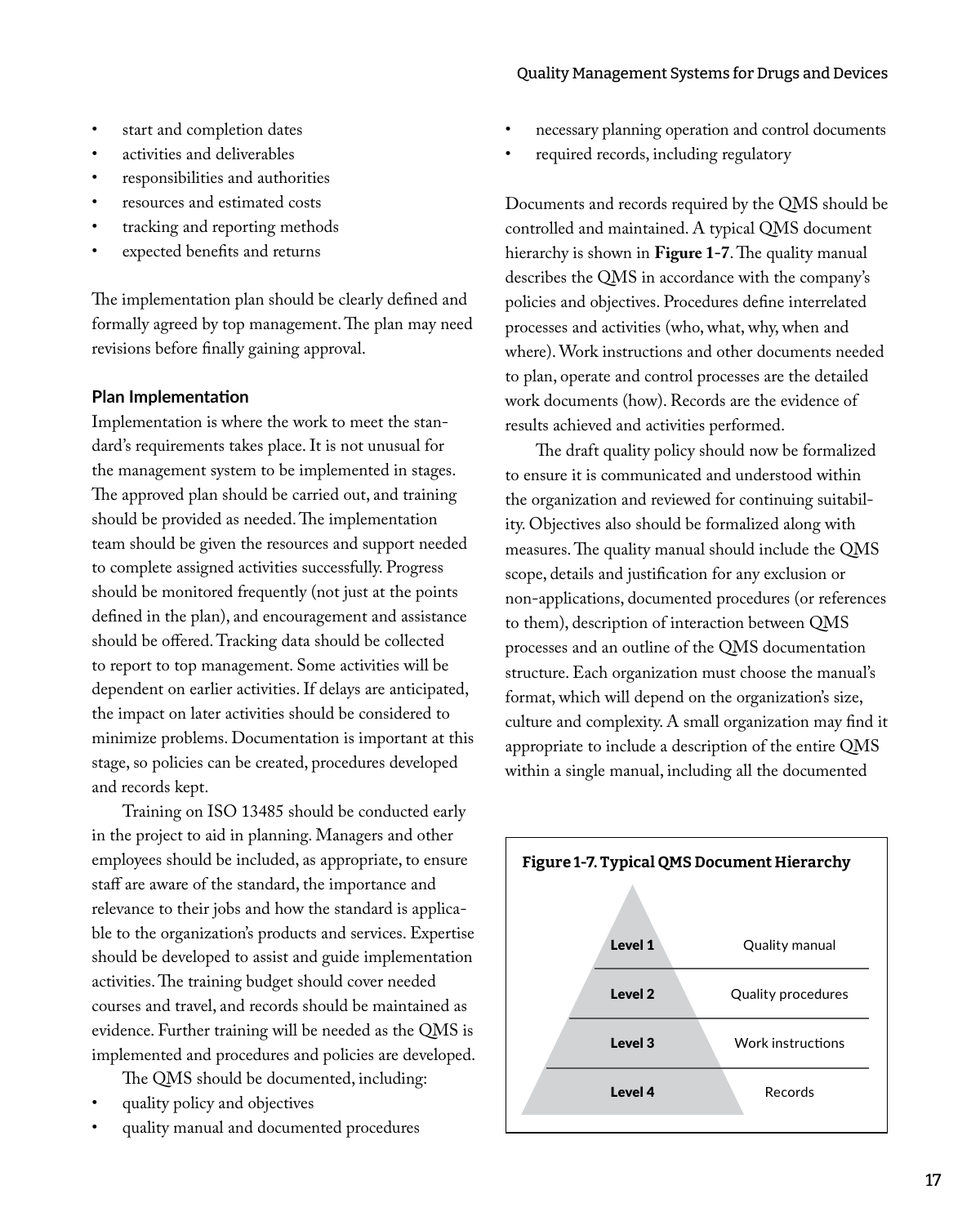- start and completion dates
- activities and deliverables
- responsibilities and authorities
- resources and estimated costs
- tracking and reporting methods
- expected benefits and returns

The implementation plan should be clearly defined and formally agreed by top management. The plan may need revisions before finally gaining approval.

### Plan Implementation

Implementation is where the work to meet the standard's requirements takes place. It is not unusual for the management system to be implemented in stages. The approved plan should be carried out, and training should be provided as needed. The implementation team should be given the resources and support needed to complete assigned activities successfully. Progress should be monitored frequently (not just at the points defined in the plan), and encouragement and assistance should be offered. Tracking data should be collected to report to top management. Some activities will be dependent on earlier activities. If delays are anticipated, the impact on later activities should be considered to minimize problems. Documentation is important at this stage, so policies can be created, procedures developed and records kept.

Training on ISO 13485 should be conducted early in the project to aid in planning. Managers and other employees should be included, as appropriate, to ensure staff are aware of the standard, the importance and relevance to their jobs and how the standard is applicable to the organization's products and services. Expertise should be developed to assist and guide implementation activities. The training budget should cover needed courses and travel, and records should be maintained as evidence. Further training will be needed as the QMS is implemented and procedures and policies are developed.

The QMS should be documented, including:

- quality policy and objectives
- quality manual and documented procedures
- necessary planning operation and control documents
- required records, including regulatory

Documents and records required by the QMS should be controlled and maintained. A typical QMS document hierarchy is shown in **Figure 1-7**. The quality manual describes the QMS in accordance with the company's policies and objectives. Procedures define interrelated processes and activities (who, what, why, when and where). Work instructions and other documents needed to plan, operate and control processes are the detailed work documents (how). Records are the evidence of results achieved and activities performed.

The draft quality policy should now be formalized to ensure it is communicated and understood within the organization and reviewed for continuing suitability. Objectives also should be formalized along with measures. The quality manual should include the QMS scope, details and justification for any exclusion or non-applications, documented procedures (or references to them), description of interaction between QMS processes and an outline of the QMS documentation structure. Each organization must choose the manual's format, which will depend on the organization's size, culture and complexity. A small organization may find it appropriate to include a description of the entire QMS within a single manual, including all the documented

**Figure 1-7. Typical QMS Document Hierarchy**

| Level | Document |
| --- | --- |
| **Level 1** | Quality manual |
| **Level 2** | Quality procedures |
| **Level 3** | Work instructions |
| **Level 4** | Records |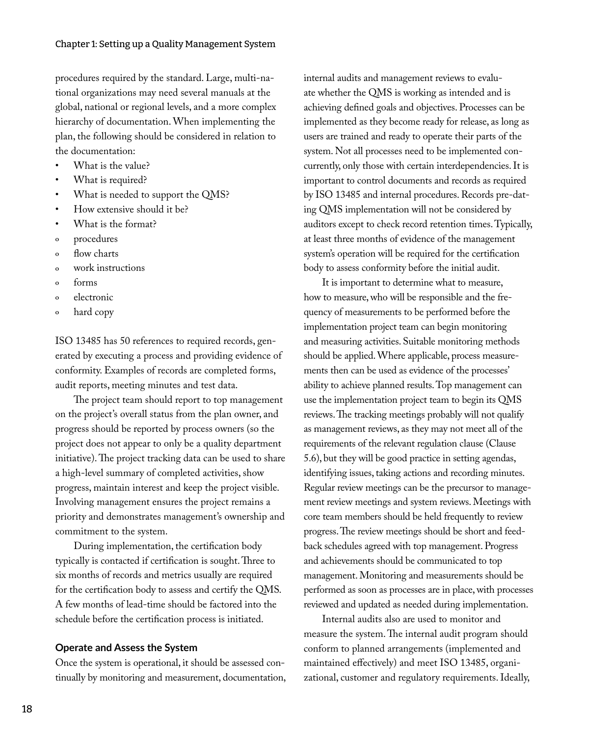procedures required by the standard. Large, multi-national organizations may need several manuals at the global, national or regional levels, and a more complex hierarchy of documentation. When implementing the plan, the following should be considered in relation to the documentation:

- What is the value?
- What is required?
- What is needed to support the QMS?
- How extensive should it be?
- What is the format?
  - procedures
  - flow charts
  - work instructions
  - forms
  - electronic
  - hard copy

ISO 13485 has 50 references to required records, generated by executing a process and providing evidence of conformity. Examples of records are completed forms, audit reports, meeting minutes and test data.

The project team should report to top management on the project's overall status from the plan owner, and progress should be reported by process owners (so the project does not appear to only be a quality department initiative). The project tracking data can be used to share a high-level summary of completed activities, show progress, maintain interest and keep the project visible. Involving management ensures the project remains a priority and demonstrates management's ownership and commitment to the system.

During implementation, the certification body typically is contacted if certification is sought. Three to six months of records and metrics usually are required for the certification body to assess and certify the QMS. A few months of lead-time should be factored into the schedule before the certification process is initiated.

### Operate and Assess the System

Once the system is operational, it should be assessed continually by monitoring and measurement, documentation, internal audits and management reviews to evaluate whether the QMS is working as intended and is achieving defined goals and objectives. Processes can be implemented as they become ready for release, as long as users are trained and ready to operate their parts of the system. Not all processes need to be implemented concurrently, only those with certain interdependencies. It is important to control documents and records as required by ISO 13485 and internal procedures. Records pre-dating QMS implementation will not be considered by auditors except to check record retention times. Typically, at least three months of evidence of the management system's operation will be required for the certification body to assess conformity before the initial audit.

It is important to determine what to measure, how to measure, who will be responsible and the frequency of measurements to be performed before the implementation project team can begin monitoring and measuring activities. Suitable monitoring methods should be applied. Where applicable, process measurements then can be used as evidence of the processes' ability to achieve planned results. Top management can use the implementation project team to begin its QMS reviews. The tracking meetings probably will not qualify as management reviews, as they may not meet all of the requirements of the relevant regulation clause (Clause 5.6), but they will be good practice in setting agendas, identifying issues, taking actions and recording minutes. Regular review meetings can be the precursor to management review meetings and system reviews. Meetings with core team members should be held frequently to review progress. The review meetings should be short and feedback schedules agreed with top management. Progress and achievements should be communicated to top management. Monitoring and measurements should be performed as soon as processes are in place, with processes reviewed and updated as needed during implementation.

Internal audits also are used to monitor and measure the system. The internal audit program should conform to planned arrangements (implemented and maintained effectively) and meet ISO 13485, organizational, customer and regulatory requirements. Ideally,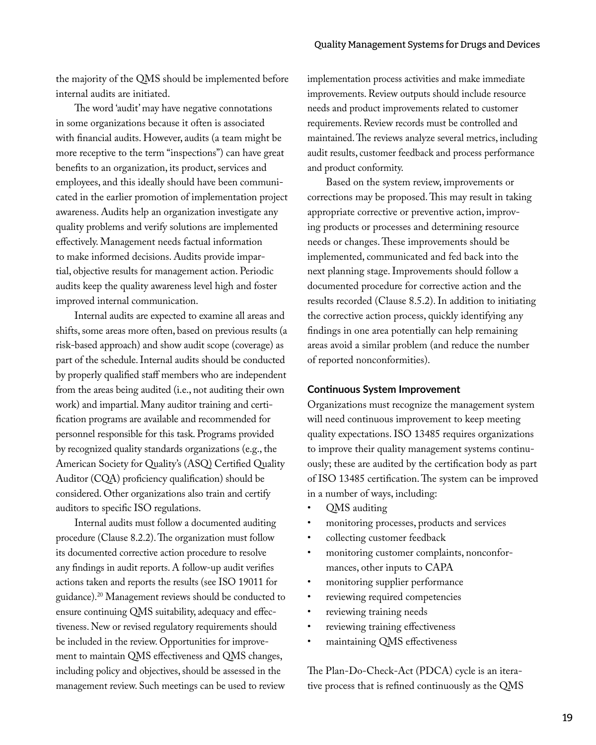the majority of the QMS should be implemented before internal audits are initiated.

The word 'audit' may have negative connotations in some organizations because it often is associated with financial audits. However, audits (a team might be more receptive to the term "inspections") can have great benefits to an organization, its product, services and employees, and this ideally should have been communicated in the earlier promotion of implementation project awareness. Audits help an organization investigate any quality problems and verify solutions are implemented effectively. Management needs factual information to make informed decisions. Audits provide impartial, objective results for management action. Periodic audits keep the quality awareness level high and foster improved internal communication.

Internal audits are expected to examine all areas and shifts, some areas more often, based on previous results (a risk-based approach) and show audit scope (coverage) as part of the schedule. Internal audits should be conducted by properly qualified staff members who are independent from the areas being audited (i.e., not auditing their own work) and impartial. Many auditor training and certification programs are available and recommended for personnel responsible for this task. Programs provided by recognized quality standards organizations (e.g., the American Society for Quality's (ASQ) Certified Quality Auditor (CQA) proficiency qualification) should be considered. Other organizations also train and certify auditors to specific ISO regulations.

Internal audits must follow a documented auditing procedure (Clause 8.2.2). The organization must follow its documented corrective action procedure to resolve any findings in audit reports. A follow-up audit verifies actions taken and reports the results (see ISO 19011 for guidance).[20] Management reviews should be conducted to ensure continuing QMS suitability, adequacy and effectiveness. New or revised regulatory requirements should be included in the review. Opportunities for improvement to maintain QMS effectiveness and QMS changes, including policy and objectives, should be assessed in the management review. Such meetings can be used to review implementation process activities and make immediate improvements. Review outputs should include resource needs and product improvements related to customer requirements. Review records must be controlled and maintained. The reviews analyze several metrics, including audit results, customer feedback and process performance and product conformity.

Based on the system review, improvements or corrections may be proposed. This may result in taking appropriate corrective or preventive action, improving products or processes and determining resource needs or changes. These improvements should be implemented, communicated and fed back into the next planning stage. Improvements should follow a documented procedure for corrective action and the results recorded (Clause 8.5.2). In addition to initiating the corrective action process, quickly identifying any findings in one area potentially can help remaining areas avoid a similar problem (and reduce the number of reported nonconformities).

### Continuous System Improvement

Organizations must recognize the management system will need continuous improvement to keep meeting quality expectations. ISO 13485 requires organizations to improve their quality management systems continuously; these are audited by the certification body as part of ISO 13485 certification. The system can be improved in a number of ways, including:

- QMS auditing
- monitoring processes, products and services
- collecting customer feedback
- monitoring customer complaints, nonconformances, other inputs to CAPA
- monitoring supplier performance
- reviewing required competencies
- reviewing training needs
- reviewing training effectiveness
- maintaining QMS effectiveness

The Plan-Do-Check-Act (PDCA) cycle is an iterative process that is refined continuously as the QMS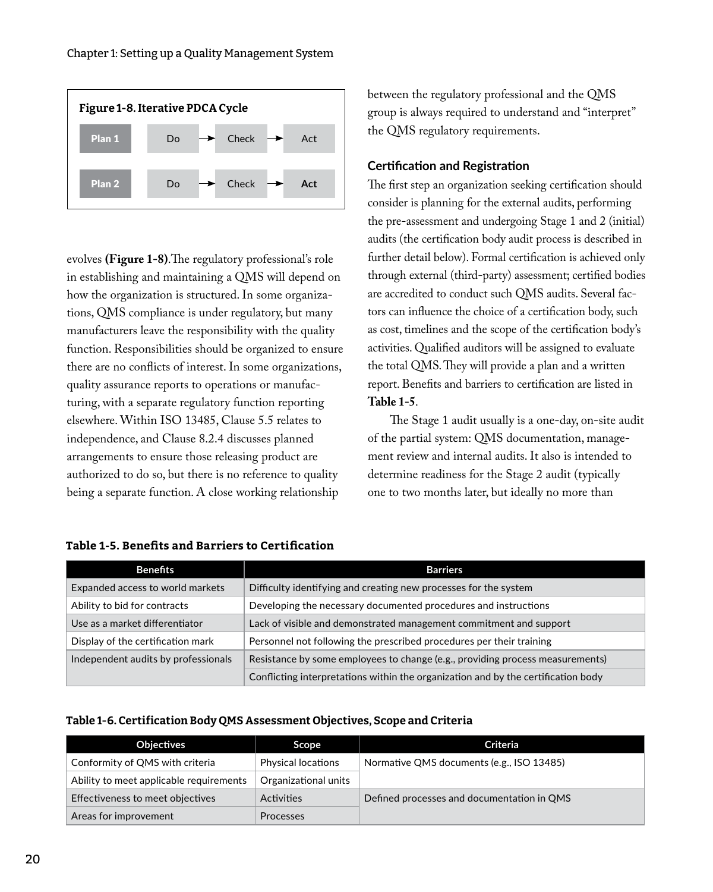**Figure 1-8. Iterative PDCA Cycle**

| | | | |
|---|---|---|---|
| **Plan 1** | Do → | Check → | Act |
| **Plan 2** | Do → | Check → | **Act** |

evolves **(Figure 1-8)**. The regulatory professional's role in establishing and maintaining a QMS will depend on how the organization is structured. In some organizations, QMS compliance is under regulatory, but many manufacturers leave the responsibility with the quality function. Responsibilities should be organized to ensure there are no conflicts of interest. In some organizations, quality assurance reports to operations or manufacturing, with a separate regulatory function reporting elsewhere. Within ISO 13485, Clause 5.5 relates to independence, and Clause 8.2.4 discusses planned arrangements to ensure those releasing product are authorized to do so, but there is no reference to quality being a separate function. A close working relationship between the regulatory professional and the QMS group is always required to understand and "interpret" the QMS regulatory requirements.

### Certification and Registration

The first step an organization seeking certification should consider is planning for the external audits, performing the pre-assessment and undergoing Stage 1 and 2 (initial) audits (the certification body audit process is described in further detail below). Formal certification is achieved only through external (third-party) assessment; certified bodies are accredited to conduct such QMS audits. Several factors can influence the choice of a certification body, such as cost, timelines and the scope of the certification body's activities. Qualified auditors will be assigned to evaluate the total QMS. They will provide a plan and a written report. Benefits and barriers to certification are listed in **Table 1-5**.

The Stage 1 audit usually is a one-day, on-site audit of the partial system: QMS documentation, management review and internal audits. It also is intended to determine readiness for the Stage 2 audit (typically one to two months later, but ideally no more than

**Table 1-5. Benefits and Barriers to Certification**

| Benefits | Barriers |
|---|---|
| Expanded access to world markets | Difficulty identifying and creating new processes for the system |
| Ability to bid for contracts | Developing the necessary documented procedures and instructions |
| Use as a market differentiator | Lack of visible and demonstrated management commitment and support |
| Display of the certification mark | Personnel not following the prescribed procedures per their training |
| Independent audits by professionals | Resistance by some employees to change (e.g., providing process measurements) |
| | Conflicting interpretations within the organization and by the certification body |

**Table 1-6. Certification Body QMS Assessment Objectives, Scope and Criteria**

| Objectives | Scope | Criteria |
|---|---|---|
| Conformity of QMS with criteria | Physical locations | Normative QMS documents (e.g., ISO 13485) |
| Ability to meet applicable requirements | Organizational units | |
| Effectiveness to meet objectives | Activities | Defined processes and documentation in QMS |
| Areas for improvement | Processes | |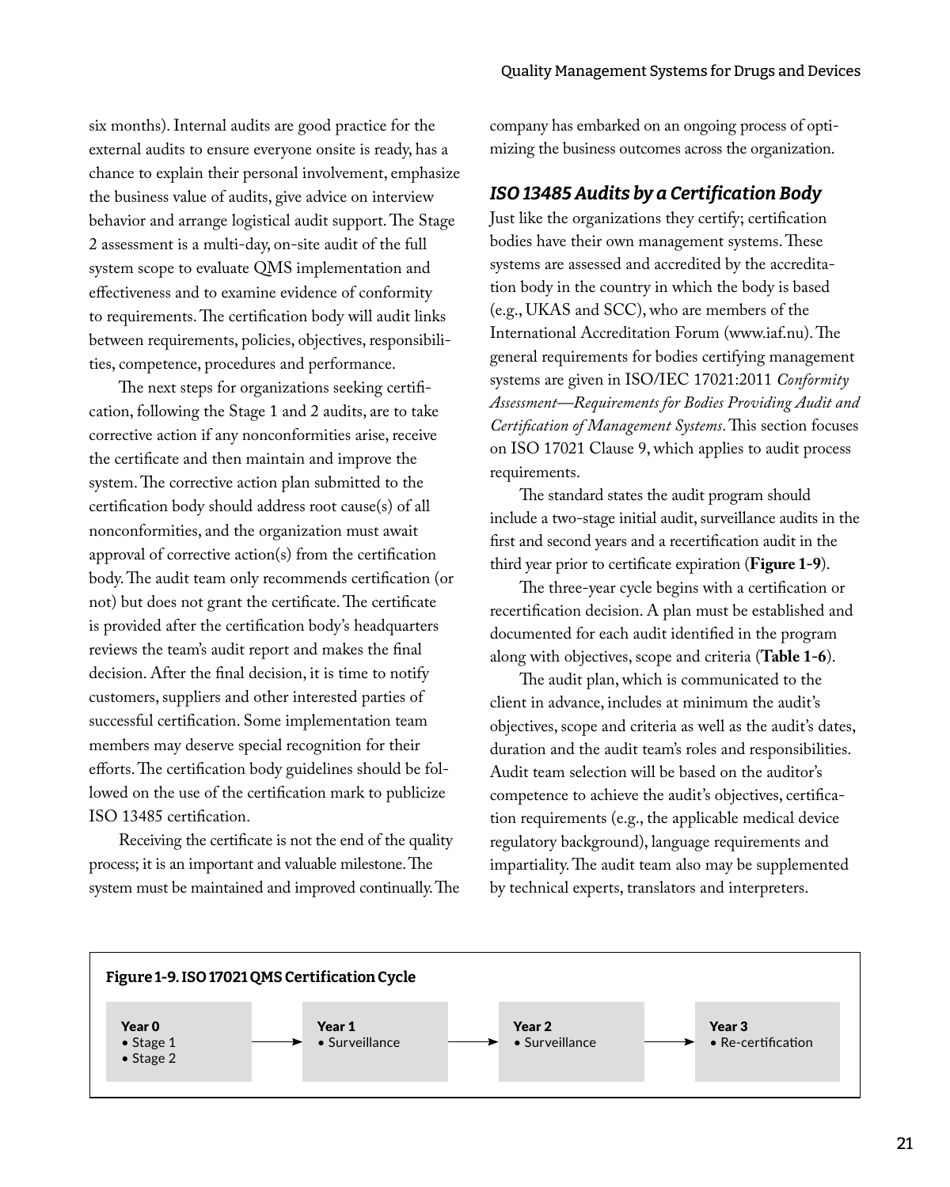six months). Internal audits are good practice for the external audits to ensure everyone onsite is ready, has a chance to explain their personal involvement, emphasize the business value of audits, give advice on interview behavior and arrange logistical audit support. The Stage 2 assessment is a multi-day, on-site audit of the full system scope to evaluate QMS implementation and effectiveness and to examine evidence of conformity to requirements. The certification body will audit links between requirements, policies, objectives, responsibilities, competence, procedures and performance.

The next steps for organizations seeking certification, following the Stage 1 and 2 audits, are to take corrective action if any nonconformities arise, receive the certificate and then maintain and improve the system. The corrective action plan submitted to the certification body should address root cause(s) of all nonconformities, and the organization must await approval of corrective action(s) from the certification body. The audit team only recommends certification (or not) but does not grant the certificate. The certificate is provided after the certification body's headquarters reviews the team's audit report and makes the final decision. After the final decision, it is time to notify customers, suppliers and other interested parties of successful certification. Some implementation team members may deserve special recognition for their efforts. The certification body guidelines should be followed on the use of the certification mark to publicize ISO 13485 certification.

Receiving the certificate is not the end of the quality process; it is an important and valuable milestone. The system must be maintained and improved continually. The company has embarked on an ongoing process of optimizing the business outcomes across the organization.

### *ISO 13485 Audits by a Certification Body*

Just like the organizations they certify; certification bodies have their own management systems. These systems are assessed and accredited by the accreditation body in the country in which the body is based (e.g., UKAS and SCC), who are members of the International Accreditation Forum (www.iaf.nu). The general requirements for bodies certifying management systems are given in ISO/IEC 17021:2011 *Conformity Assessment—Requirements for Bodies Providing Audit and Certification of Management Systems*. This section focuses on ISO 17021 Clause 9, which applies to audit process requirements.

The standard states the audit program should include a two-stage initial audit, surveillance audits in the first and second years and a recertification audit in the third year prior to certificate expiration (**Figure 1-9**).

The three-year cycle begins with a certification or recertification decision. A plan must be established and documented for each audit identified in the program along with objectives, scope and criteria (**Table 1-6**).

The audit plan, which is communicated to the client in advance, includes at minimum the audit's objectives, scope and criteria as well as the audit's dates, duration and the audit team's roles and responsibilities. Audit team selection will be based on the auditor's competence to achieve the audit's objectives, certification requirements (e.g., the applicable medical device regulatory background), language requirements and impartiality. The audit team also may be supplemented by technical experts, translators and interpreters.

**Figure 1-9. ISO 17021 QMS Certification Cycle**

| Year 0 | → | Year 1 | → | Year 2 | → | Year 3 |
|---|---|---|---|---|---|---|
| • Stage 1<br>• Stage 2 | | • Surveillance | | • Surveillance | | • Re-certification |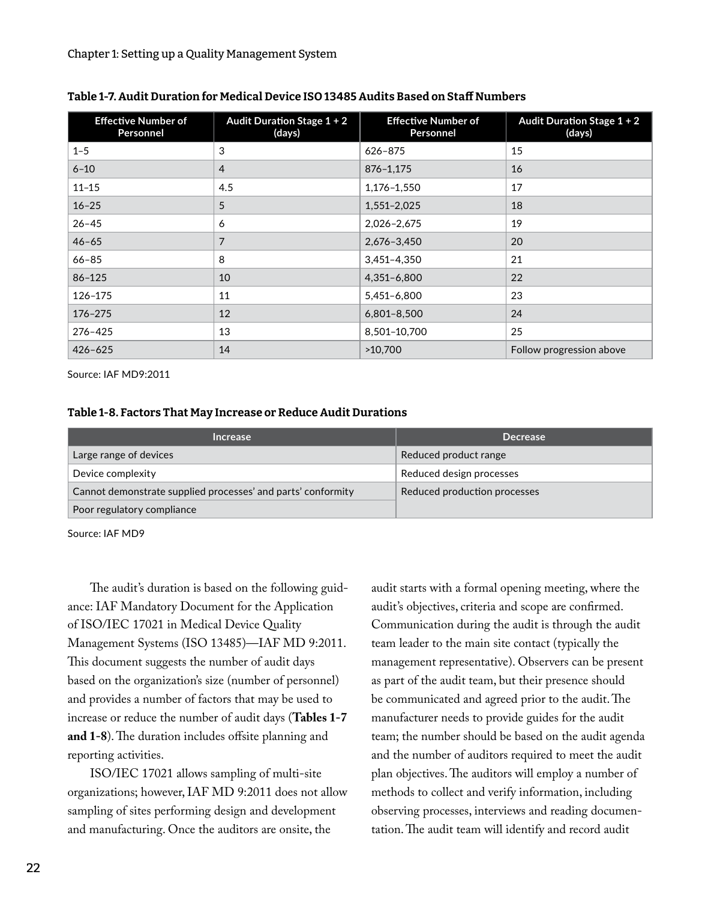**Table 1-7. Audit Duration for Medical Device ISO 13485 Audits Based on Staff Numbers**

| Effective Number of Personnel | Audit Duration Stage 1 + 2 (days) | Effective Number of Personnel | Audit Duration Stage 1 + 2 (days) |
|---|---|---|---|
| 1–5 | 3 | 626–875 | 15 |
| 6–10 | 4 | 876–1,175 | 16 |
| 11–15 | 4.5 | 1,176–1,550 | 17 |
| 16–25 | 5 | 1,551–2,025 | 18 |
| 26–45 | 6 | 2,026–2,675 | 19 |
| 46–65 | 7 | 2,676–3,450 | 20 |
| 66–85 | 8 | 3,451–4,350 | 21 |
| 86–125 | 10 | 4,351–6,800 | 22 |
| 126–175 | 11 | 5,451–6,800 | 23 |
| 176–275 | 12 | 6,801–8,500 | 24 |
| 276–425 | 13 | 8,501–10,700 | 25 |
| 426–625 | 14 | >10,700 | Follow progression above |

Source: IAF MD9:2011

**Table 1-8. Factors That May Increase or Reduce Audit Durations**

| Increase | Decrease |
|---|---|
| Large range of devices | Reduced product range |
| Device complexity | Reduced design processes |
| Cannot demonstrate supplied processes' and parts' conformity | Reduced production processes |
| Poor regulatory compliance | |

Source: IAF MD9

The audit's duration is based on the following guidance: IAF Mandatory Document for the Application of ISO/IEC 17021 in Medical Device Quality Management Systems (ISO 13485)—IAF MD 9:2011. This document suggests the number of audit days based on the organization's size (number of personnel) and provides a number of factors that may be used to increase or reduce the number of audit days (**Tables 1-7 and 1-8**). The duration includes offsite planning and reporting activities.

ISO/IEC 17021 allows sampling of multi-site organizations; however, IAF MD 9:2011 does not allow sampling of sites performing design and development and manufacturing. Once the auditors are onsite, the audit starts with a formal opening meeting, where the audit's objectives, criteria and scope are confirmed. Communication during the audit is through the audit team leader to the main site contact (typically the management representative). Observers can be present as part of the audit team, but their presence should be communicated and agreed prior to the audit. The manufacturer needs to provide guides for the audit team; the number should be based on the audit agenda and the number of auditors required to meet the audit plan objectives. The auditors will employ a number of methods to collect and verify information, including observing processes, interviews and reading documentation. The audit team will identify and record audit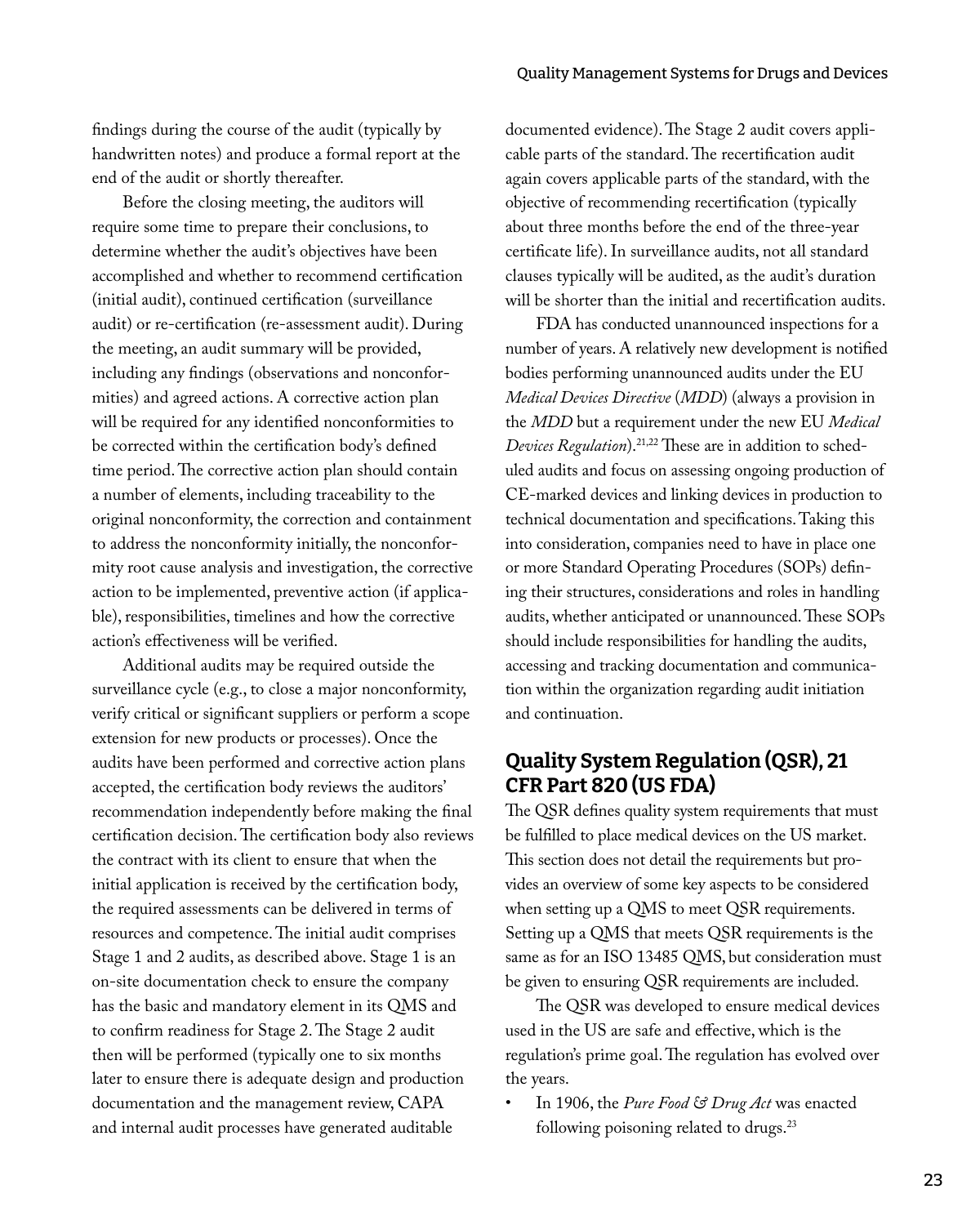findings during the course of the audit (typically by handwritten notes) and produce a formal report at the end of the audit or shortly thereafter.

Before the closing meeting, the auditors will require some time to prepare their conclusions, to determine whether the audit's objectives have been accomplished and whether to recommend certification (initial audit), continued certification (surveillance audit) or re-certification (re-assessment audit). During the meeting, an audit summary will be provided, including any findings (observations and nonconformities) and agreed actions. A corrective action plan will be required for any identified nonconformities to be corrected within the certification body's defined time period. The corrective action plan should contain a number of elements, including traceability to the original nonconformity, the correction and containment to address the nonconformity initially, the nonconformity root cause analysis and investigation, the corrective action to be implemented, preventive action (if applicable), responsibilities, timelines and how the corrective action's effectiveness will be verified.

Additional audits may be required outside the surveillance cycle (e.g., to close a major nonconformity, verify critical or significant suppliers or perform a scope extension for new products or processes). Once the audits have been performed and corrective action plans accepted, the certification body reviews the auditors' recommendation independently before making the final certification decision. The certification body also reviews the contract with its client to ensure that when the initial application is received by the certification body, the required assessments can be delivered in terms of resources and competence. The initial audit comprises Stage 1 and 2 audits, as described above. Stage 1 is an on-site documentation check to ensure the company has the basic and mandatory element in its QMS and to confirm readiness for Stage 2. The Stage 2 audit then will be performed (typically one to six months later to ensure there is adequate design and production documentation and the management review, CAPA and internal audit processes have generated auditable documented evidence). The Stage 2 audit covers applicable parts of the standard. The recertification audit again covers applicable parts of the standard, with the objective of recommending recertification (typically about three months before the end of the three-year certificate life). In surveillance audits, not all standard clauses typically will be audited, as the audit's duration will be shorter than the initial and recertification audits.

FDA has conducted unannounced inspections for a number of years. A relatively new development is notified bodies performing unannounced audits under the EU *Medical Devices Directive* (*MDD*) (always a provision in the *MDD* but a requirement under the new EU *Medical Devices Regulation*).[21,22] These are in addition to scheduled audits and focus on assessing ongoing production of CE-marked devices and linking devices in production to technical documentation and specifications. Taking this into consideration, companies need to have in place one or more Standard Operating Procedures (SOPs) defining their structures, considerations and roles in handling audits, whether anticipated or unannounced. These SOPs should include responsibilities for handling the audits, accessing and tracking documentation and communication within the organization regarding audit initiation and continuation.

## Quality System Regulation (QSR), 21 CFR Part 820 (US FDA)

The QSR defines quality system requirements that must be fulfilled to place medical devices on the US market. This section does not detail the requirements but provides an overview of some key aspects to be considered when setting up a QMS to meet QSR requirements. Setting up a QMS that meets QSR requirements is the same as for an ISO 13485 QMS, but consideration must be given to ensuring QSR requirements are included.

The QSR was developed to ensure medical devices used in the US are safe and effective, which is the regulation's prime goal. The regulation has evolved over the years.

- In 1906, the *Pure Food & Drug Act* was enacted following poisoning related to drugs.[23]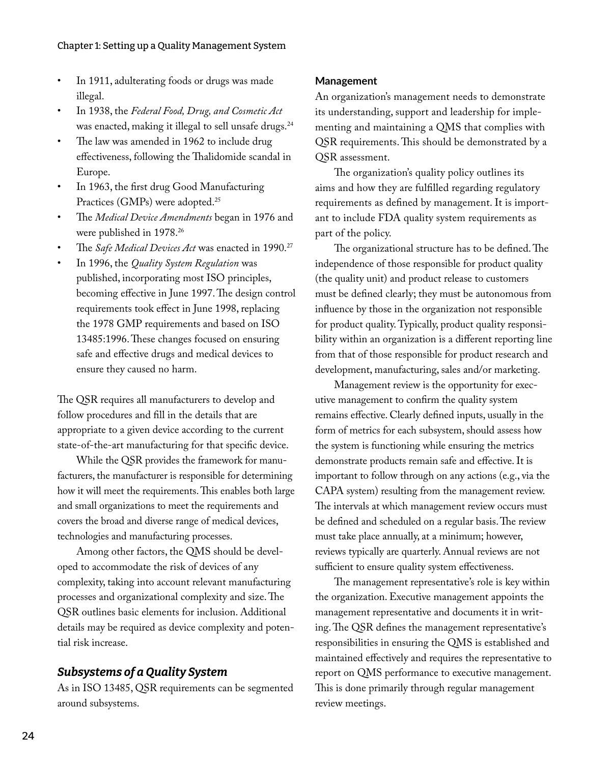- In 1911, adulterating foods or drugs was made illegal.
- In 1938, the *Federal Food, Drug, and Cosmetic Act* was enacted, making it illegal to sell unsafe drugs.[24]
- The law was amended in 1962 to include drug effectiveness, following the Thalidomide scandal in Europe.
- In 1963, the first drug Good Manufacturing Practices (GMPs) were adopted.[25]
- The *Medical Device Amendments* began in 1976 and were published in 1978.[26]
- The *Safe Medical Devices Act* was enacted in 1990.[27]
- In 1996, the *Quality System Regulation* was published, incorporating most ISO principles, becoming effective in June 1997. The design control requirements took effect in June 1998, replacing the 1978 GMP requirements and based on ISO 13485:1996. These changes focused on ensuring safe and effective drugs and medical devices to ensure they caused no harm.

The QSR requires all manufacturers to develop and follow procedures and fill in the details that are appropriate to a given device according to the current state-of-the-art manufacturing for that specific device.

While the QSR provides the framework for manufacturers, the manufacturer is responsible for determining how it will meet the requirements. This enables both large and small organizations to meet the requirements and covers the broad and diverse range of medical devices, technologies and manufacturing processes.

Among other factors, the QMS should be developed to accommodate the risk of devices of any complexity, taking into account relevant manufacturing processes and organizational complexity and size. The QSR outlines basic elements for inclusion. Additional details may be required as device complexity and potential risk increase.

## *Subsystems of a Quality System*

As in ISO 13485, QSR requirements can be segmented around subsystems.

### Management

An organization's management needs to demonstrate its understanding, support and leadership for implementing and maintaining a QMS that complies with QSR requirements. This should be demonstrated by a QSR assessment.

The organization's quality policy outlines its aims and how they are fulfilled regarding regulatory requirements as defined by management. It is important to include FDA quality system requirements as part of the policy.

The organizational structure has to be defined. The independence of those responsible for product quality (the quality unit) and product release to customers must be defined clearly; they must be autonomous from influence by those in the organization not responsible for product quality. Typically, product quality responsibility within an organization is a different reporting line from that of those responsible for product research and development, manufacturing, sales and/or marketing.

Management review is the opportunity for executive management to confirm the quality system remains effective. Clearly defined inputs, usually in the form of metrics for each subsystem, should assess how the system is functioning while ensuring the metrics demonstrate products remain safe and effective. It is important to follow through on any actions (e.g., via the CAPA system) resulting from the management review. The intervals at which management review occurs must be defined and scheduled on a regular basis. The review must take place annually, at a minimum; however, reviews typically are quarterly. Annual reviews are not sufficient to ensure quality system effectiveness.

The management representative's role is key within the organization. Executive management appoints the management representative and documents it in writing. The QSR defines the management representative's responsibilities in ensuring the QMS is established and maintained effectively and requires the representative to report on QMS performance to executive management. This is done primarily through regular management review meetings.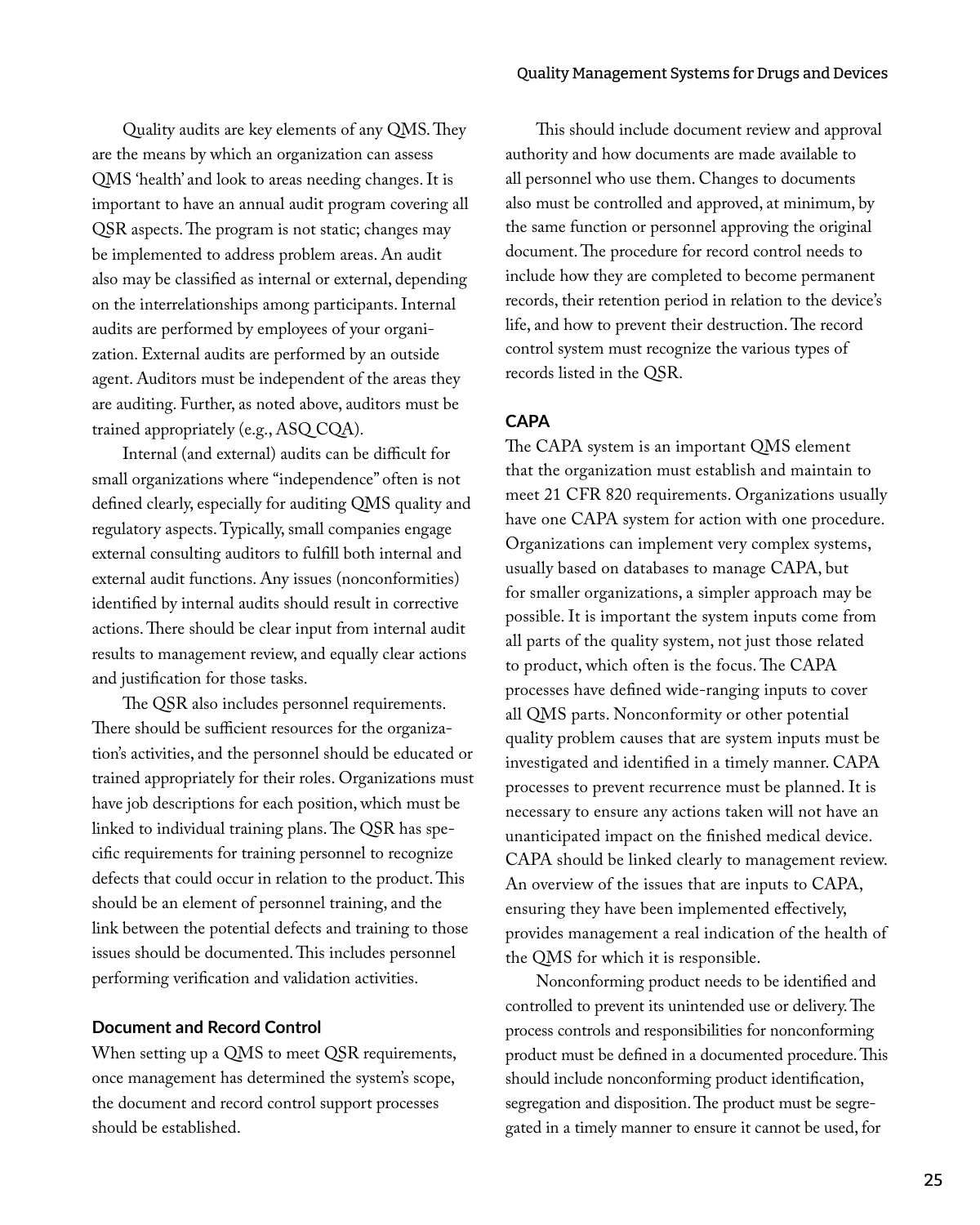Quality audits are key elements of any QMS. They are the means by which an organization can assess QMS 'health' and look to areas needing changes. It is important to have an annual audit program covering all QSR aspects. The program is not static; changes may be implemented to address problem areas. An audit also may be classified as internal or external, depending on the interrelationships among participants. Internal audits are performed by employees of your organization. External audits are performed by an outside agent. Auditors must be independent of the areas they are auditing. Further, as noted above, auditors must be trained appropriately (e.g., ASQ CQA).

Internal (and external) audits can be difficult for small organizations where "independence" often is not defined clearly, especially for auditing QMS quality and regulatory aspects. Typically, small companies engage external consulting auditors to fulfill both internal and external audit functions. Any issues (nonconformities) identified by internal audits should result in corrective actions. There should be clear input from internal audit results to management review, and equally clear actions and justification for those tasks.

The QSR also includes personnel requirements. There should be sufficient resources for the organization's activities, and the personnel should be educated or trained appropriately for their roles. Organizations must have job descriptions for each position, which must be linked to individual training plans. The QSR has specific requirements for training personnel to recognize defects that could occur in relation to the product. This should be an element of personnel training, and the link between the potential defects and training to those issues should be documented. This includes personnel performing verification and validation activities.

### Document and Record Control

When setting up a QMS to meet QSR requirements, once management has determined the system's scope, the document and record control support processes should be established.

This should include document review and approval authority and how documents are made available to all personnel who use them. Changes to documents also must be controlled and approved, at minimum, by the same function or personnel approving the original document. The procedure for record control needs to include how they are completed to become permanent records, their retention period in relation to the device's life, and how to prevent their destruction. The record control system must recognize the various types of records listed in the QSR.

### CAPA

The CAPA system is an important QMS element that the organization must establish and maintain to meet 21 CFR 820 requirements. Organizations usually have one CAPA system for action with one procedure. Organizations can implement very complex systems, usually based on databases to manage CAPA, but for smaller organizations, a simpler approach may be possible. It is important the system inputs come from all parts of the quality system, not just those related to product, which often is the focus. The CAPA processes have defined wide-ranging inputs to cover all QMS parts. Nonconformity or other potential quality problem causes that are system inputs must be investigated and identified in a timely manner. CAPA processes to prevent recurrence must be planned. It is necessary to ensure any actions taken will not have an unanticipated impact on the finished medical device. CAPA should be linked clearly to management review. An overview of the issues that are inputs to CAPA, ensuring they have been implemented effectively, provides management a real indication of the health of the QMS for which it is responsible.

Nonconforming product needs to be identified and controlled to prevent its unintended use or delivery. The process controls and responsibilities for nonconforming product must be defined in a documented procedure. This should include nonconforming product identification, segregation and disposition. The product must be segregated in a timely manner to ensure it cannot be used, for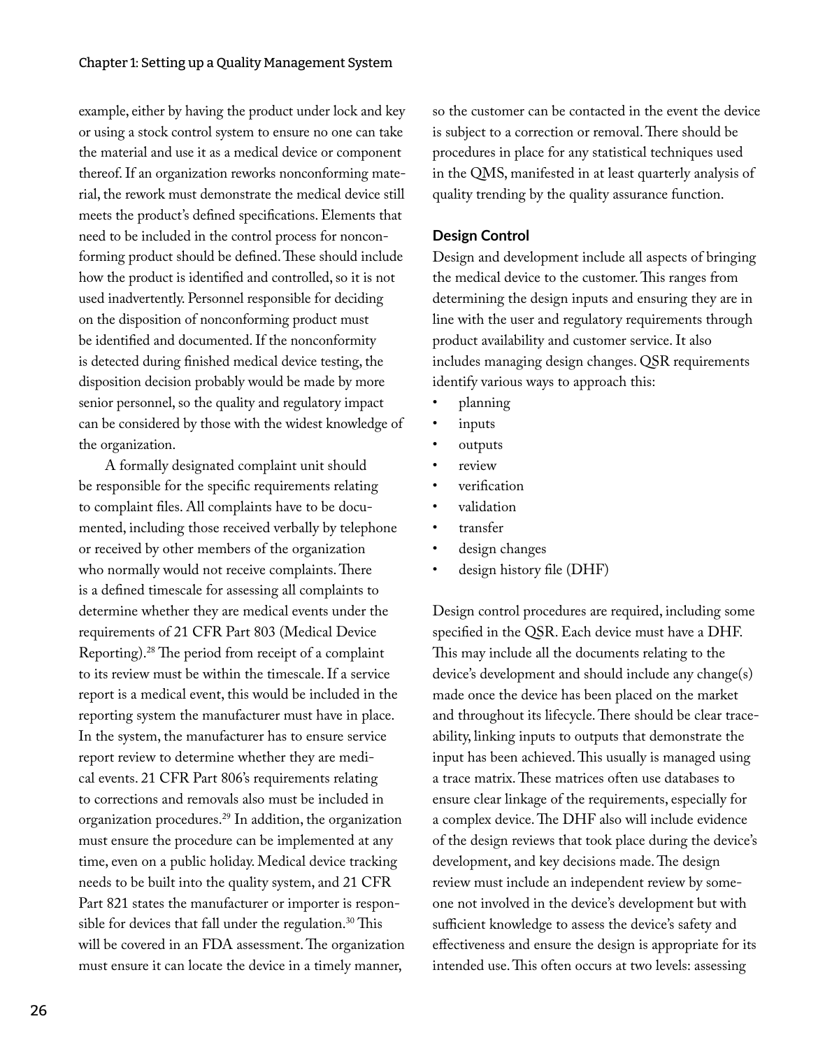example, either by having the product under lock and key or using a stock control system to ensure no one can take the material and use it as a medical device or component thereof. If an organization reworks nonconforming material, the rework must demonstrate the medical device still meets the product's defined specifications. Elements that need to be included in the control process for nonconforming product should be defined. These should include how the product is identified and controlled, so it is not used inadvertently. Personnel responsible for deciding on the disposition of nonconforming product must be identified and documented. If the nonconformity is detected during finished medical device testing, the disposition decision probably would be made by more senior personnel, so the quality and regulatory impact can be considered by those with the widest knowledge of the organization.

A formally designated complaint unit should be responsible for the specific requirements relating to complaint files. All complaints have to be documented, including those received verbally by telephone or received by other members of the organization who normally would not receive complaints. There is a defined timescale for assessing all complaints to determine whether they are medical events under the requirements of 21 CFR Part 803 (Medical Device Reporting).[28] The period from receipt of a complaint to its review must be within the timescale. If a service report is a medical event, this would be included in the reporting system the manufacturer must have in place. In the system, the manufacturer has to ensure service report review to determine whether they are medical events. 21 CFR Part 806's requirements relating to corrections and removals also must be included in organization procedures.[29] In addition, the organization must ensure the procedure can be implemented at any time, even on a public holiday. Medical device tracking needs to be built into the quality system, and 21 CFR Part 821 states the manufacturer or importer is responsible for devices that fall under the regulation.[30] This will be covered in an FDA assessment. The organization must ensure it can locate the device in a timely manner, so the customer can be contacted in the event the device is subject to a correction or removal. There should be procedures in place for any statistical techniques used in the QMS, manifested in at least quarterly analysis of quality trending by the quality assurance function.

### Design Control

Design and development include all aspects of bringing the medical device to the customer. This ranges from determining the design inputs and ensuring they are in line with the user and regulatory requirements through product availability and customer service. It also includes managing design changes. QSR requirements identify various ways to approach this:

- planning
- inputs
- outputs
- review
- verification
- validation
- transfer
- design changes
- design history file (DHF)

Design control procedures are required, including some specified in the QSR. Each device must have a DHF. This may include all the documents relating to the device's development and should include any change(s) made once the device has been placed on the market and throughout its lifecycle. There should be clear traceability, linking inputs to outputs that demonstrate the input has been achieved. This usually is managed using a trace matrix. These matrices often use databases to ensure clear linkage of the requirements, especially for a complex device. The DHF also will include evidence of the design reviews that took place during the device's development, and key decisions made. The design review must include an independent review by someone not involved in the device's development but with sufficient knowledge to assess the device's safety and effectiveness and ensure the design is appropriate for its intended use. This often occurs at two levels: assessing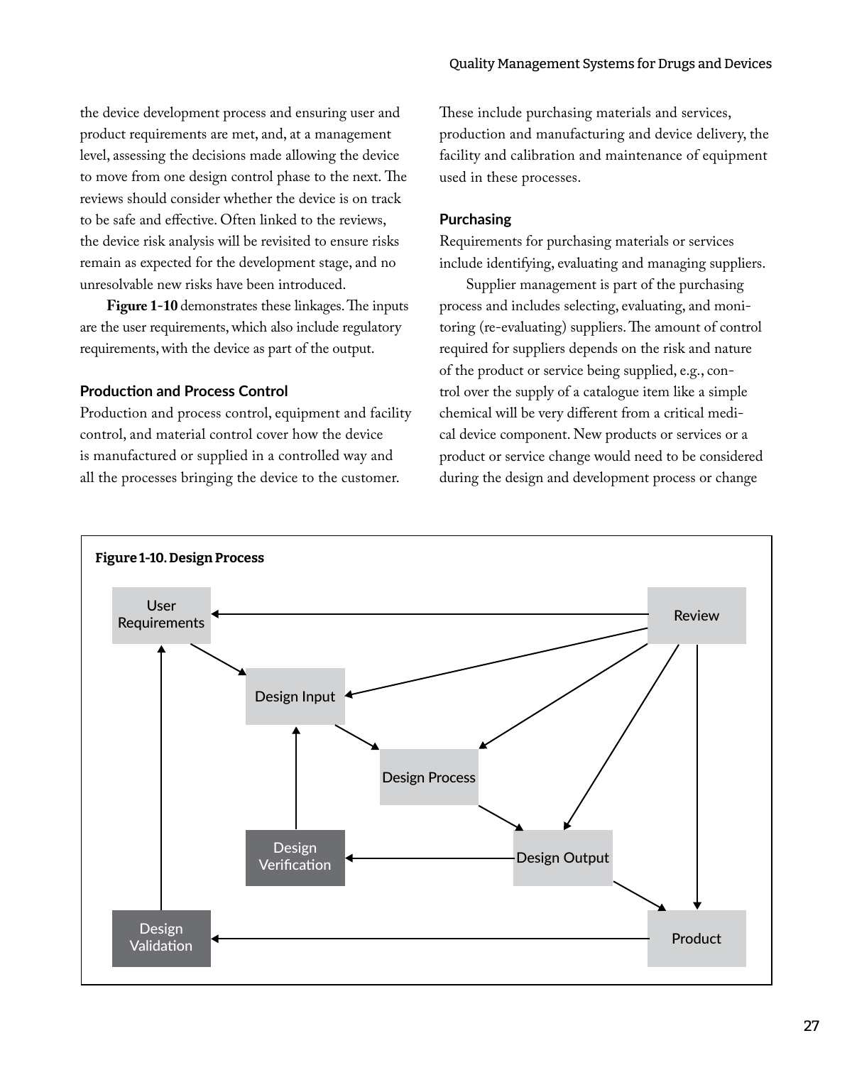the device development process and ensuring user and product requirements are met, and, at a management level, assessing the decisions made allowing the device to move from one design control phase to the next. The reviews should consider whether the device is on track to be safe and effective. Often linked to the reviews, the device risk analysis will be revisited to ensure risks remain as expected for the development stage, and no unresolvable new risks have been introduced.

**Figure 1-10** demonstrates these linkages. The inputs are the user requirements, which also include regulatory requirements, with the device as part of the output.

### Production and Process Control

Production and process control, equipment and facility control, and material control cover how the device is manufactured or supplied in a controlled way and all the processes bringing the device to the customer. These include purchasing materials and services, production and manufacturing and device delivery, the facility and calibration and maintenance of equipment used in these processes.

### Purchasing

Requirements for purchasing materials or services include identifying, evaluating and managing suppliers.

Supplier management is part of the purchasing process and includes selecting, evaluating, and monitoring (re-evaluating) suppliers. The amount of control required for suppliers depends on the risk and nature of the product or service being supplied, e.g., control over the supply of a catalogue item like a simple chemical will be very different from a critical medical device component. New products or services or a product or service change would need to be considered during the design and development process or change

**Figure 1-10. Design Process**

User Requirements → Design Input → Design Process → Design Output → Product

Design Output → Design Verification → Design Input

Product → Design Validation → User Requirements

Review → User Requirements, Design Input, Design Process, Design Output, Product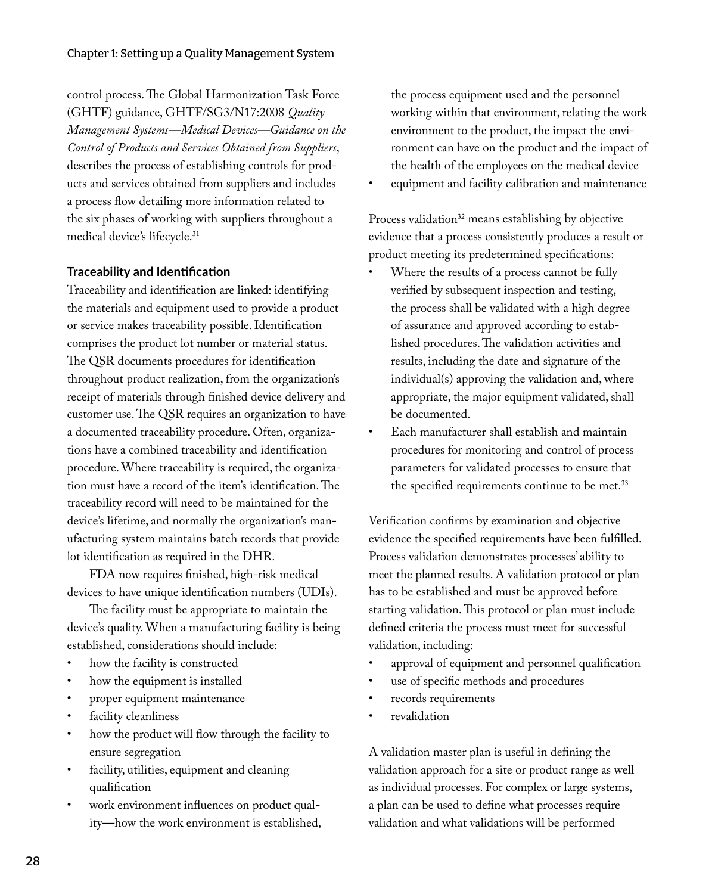control process. The Global Harmonization Task Force (GHTF) guidance, GHTF/SG3/N17:2008 *Quality Management Systems—Medical Devices—Guidance on the Control of Products and Services Obtained from Suppliers*, describes the process of establishing controls for products and services obtained from suppliers and includes a process flow detailing more information related to the six phases of working with suppliers throughout a medical device's lifecycle.[31]

### Traceability and Identification

Traceability and identification are linked: identifying the materials and equipment used to provide a product or service makes traceability possible. Identification comprises the product lot number or material status. The QSR documents procedures for identification throughout product realization, from the organization's receipt of materials through finished device delivery and customer use. The QSR requires an organization to have a documented traceability procedure. Often, organizations have a combined traceability and identification procedure. Where traceability is required, the organization must have a record of the item's identification. The traceability record will need to be maintained for the device's lifetime, and normally the organization's manufacturing system maintains batch records that provide lot identification as required in the DHR.

FDA now requires finished, high-risk medical devices to have unique identification numbers (UDIs).

The facility must be appropriate to maintain the device's quality. When a manufacturing facility is being established, considerations should include:

- how the facility is constructed
- how the equipment is installed
- proper equipment maintenance
- facility cleanliness
- how the product will flow through the facility to ensure segregation
- facility, utilities, equipment and cleaning qualification
- work environment influences on product quality—how the work environment is established, the process equipment used and the personnel working within that environment, relating the work environment to the product, the impact the environment can have on the product and the impact of the health of the employees on the medical device
- equipment and facility calibration and maintenance

Process validation[32] means establishing by objective evidence that a process consistently produces a result or product meeting its predetermined specifications:

- Where the results of a process cannot be fully verified by subsequent inspection and testing, the process shall be validated with a high degree of assurance and approved according to established procedures. The validation activities and results, including the date and signature of the individual(s) approving the validation and, where appropriate, the major equipment validated, shall be documented.
- Each manufacturer shall establish and maintain procedures for monitoring and control of process parameters for validated processes to ensure that the specified requirements continue to be met.[33]

Verification confirms by examination and objective evidence the specified requirements have been fulfilled. Process validation demonstrates processes' ability to meet the planned results. A validation protocol or plan has to be established and must be approved before starting validation. This protocol or plan must include defined criteria the process must meet for successful validation, including:

- approval of equipment and personnel qualification
- use of specific methods and procedures
- records requirements
- revalidation

A validation master plan is useful in defining the validation approach for a site or product range as well as individual processes. For complex or large systems, a plan can be used to define what processes require validation and what validations will be performed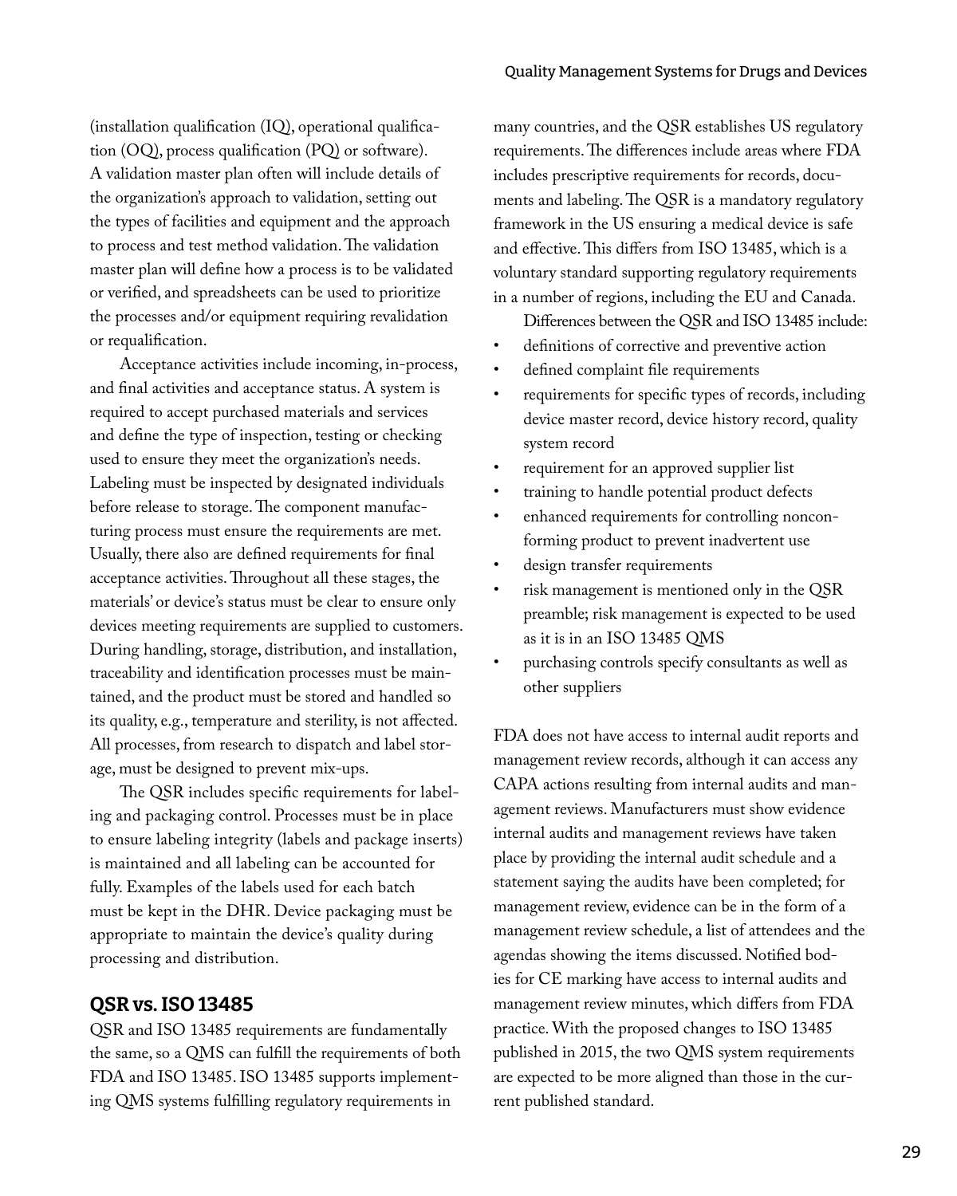(installation qualification (IQ), operational qualification (OQ), process qualification (PQ) or software). A validation master plan often will include details of the organization's approach to validation, setting out the types of facilities and equipment and the approach to process and test method validation. The validation master plan will define how a process is to be validated or verified, and spreadsheets can be used to prioritize the processes and/or equipment requiring revalidation or requalification.

Acceptance activities include incoming, in-process, and final activities and acceptance status. A system is required to accept purchased materials and services and define the type of inspection, testing or checking used to ensure they meet the organization's needs. Labeling must be inspected by designated individuals before release to storage. The component manufacturing process must ensure the requirements are met. Usually, there also are defined requirements for final acceptance activities. Throughout all these stages, the materials' or device's status must be clear to ensure only devices meeting requirements are supplied to customers. During handling, storage, distribution, and installation, traceability and identification processes must be maintained, and the product must be stored and handled so its quality, e.g., temperature and sterility, is not affected. All processes, from research to dispatch and label storage, must be designed to prevent mix-ups.

The QSR includes specific requirements for labeling and packaging control. Processes must be in place to ensure labeling integrity (labels and package inserts) is maintained and all labeling can be accounted for fully. Examples of the labels used for each batch must be kept in the DHR. Device packaging must be appropriate to maintain the device's quality during processing and distribution.

## QSR vs. ISO 13485

QSR and ISO 13485 requirements are fundamentally the same, so a QMS can fulfill the requirements of both FDA and ISO 13485. ISO 13485 supports implementing QMS systems fulfilling regulatory requirements in many countries, and the QSR establishes US regulatory requirements. The differences include areas where FDA includes prescriptive requirements for records, documents and labeling. The QSR is a mandatory regulatory framework in the US ensuring a medical device is safe and effective. This differs from ISO 13485, which is a voluntary standard supporting regulatory requirements in a number of regions, including the EU and Canada.

Differences between the QSR and ISO 13485 include:

- definitions of corrective and preventive action
- defined complaint file requirements
- requirements for specific types of records, including device master record, device history record, quality system record
- requirement for an approved supplier list
- training to handle potential product defects
- enhanced requirements for controlling nonconforming product to prevent inadvertent use
- design transfer requirements
- risk management is mentioned only in the QSR preamble; risk management is expected to be used as it is in an ISO 13485 QMS
- purchasing controls specify consultants as well as other suppliers

FDA does not have access to internal audit reports and management review records, although it can access any CAPA actions resulting from internal audits and management reviews. Manufacturers must show evidence internal audits and management reviews have taken place by providing the internal audit schedule and a statement saying the audits have been completed; for management review, evidence can be in the form of a management review schedule, a list of attendees and the agendas showing the items discussed. Notified bodies for CE marking have access to internal audits and management review minutes, which differs from FDA practice. With the proposed changes to ISO 13485 published in 2015, the two QMS system requirements are expected to be more aligned than those in the current published standard.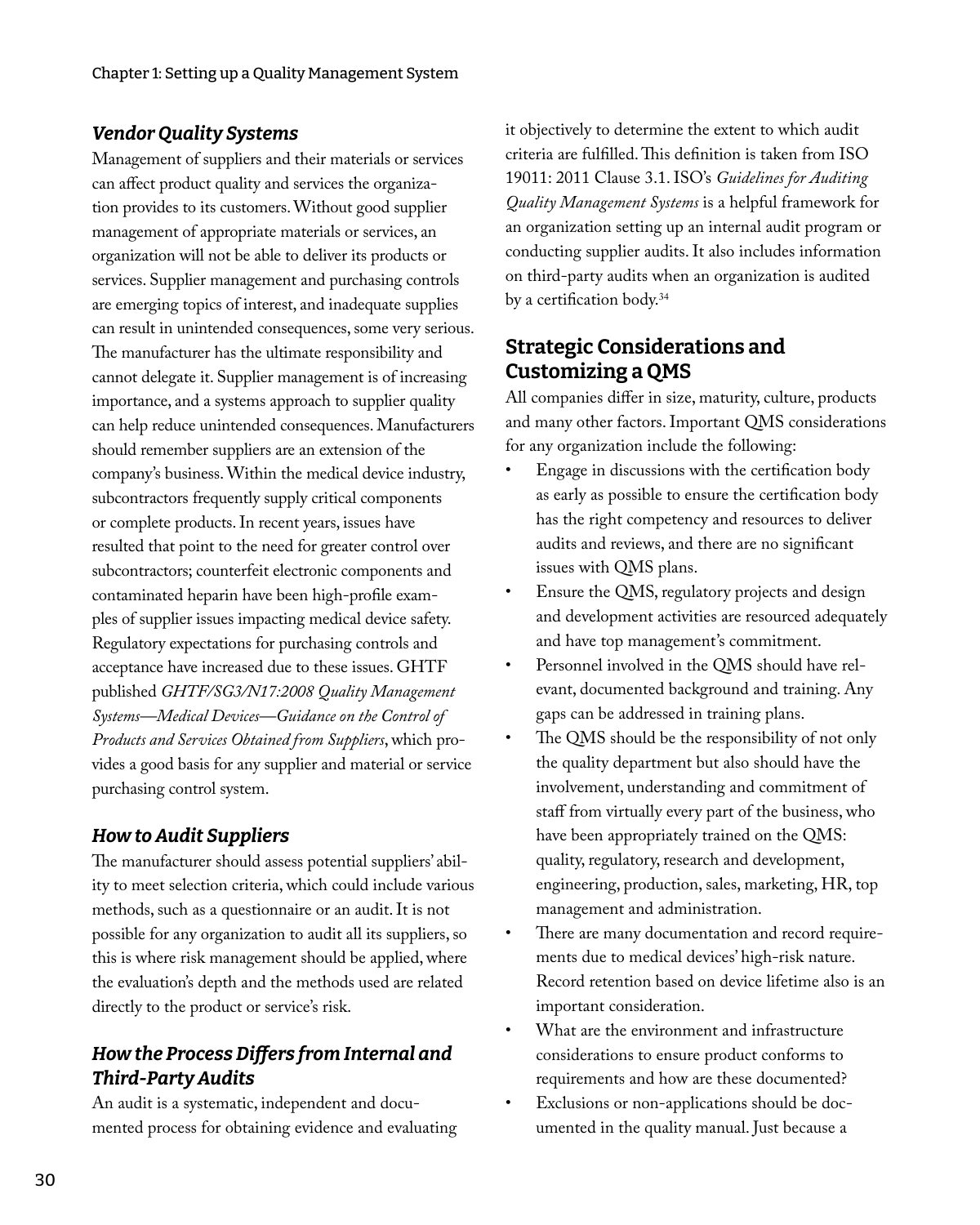### *Vendor Quality Systems*

Management of suppliers and their materials or services can affect product quality and services the organization provides to its customers. Without good supplier management of appropriate materials or services, an organization will not be able to deliver its products or services. Supplier management and purchasing controls are emerging topics of interest, and inadequate supplies can result in unintended consequences, some very serious. The manufacturer has the ultimate responsibility and cannot delegate it. Supplier management is of increasing importance, and a systems approach to supplier quality can help reduce unintended consequences. Manufacturers should remember suppliers are an extension of the company's business. Within the medical device industry, subcontractors frequently supply critical components or complete products. In recent years, issues have resulted that point to the need for greater control over subcontractors; counterfeit electronic components and contaminated heparin have been high-profile examples of supplier issues impacting medical device safety. Regulatory expectations for purchasing controls and acceptance have increased due to these issues. GHTF published *GHTF/SG3/N17:2008 Quality Management Systems—Medical Devices—Guidance on the Control of Products and Services Obtained from Suppliers*, which provides a good basis for any supplier and material or service purchasing control system.

### *How to Audit Suppliers*

The manufacturer should assess potential suppliers' ability to meet selection criteria, which could include various methods, such as a questionnaire or an audit. It is not possible for any organization to audit all its suppliers, so this is where risk management should be applied, where the evaluation's depth and the methods used are related directly to the product or service's risk.

### *How the Process Differs from Internal and Third-Party Audits*

An audit is a systematic, independent and documented process for obtaining evidence and evaluating it objectively to determine the extent to which audit criteria are fulfilled. This definition is taken from ISO 19011: 2011 Clause 3.1. ISO's *Guidelines for Auditing Quality Management Systems* is a helpful framework for an organization setting up an internal audit program or conducting supplier audits. It also includes information on third-party audits when an organization is audited by a certification body.[34]

## Strategic Considerations and Customizing a QMS

All companies differ in size, maturity, culture, products and many other factors. Important QMS considerations for any organization include the following:

- Engage in discussions with the certification body as early as possible to ensure the certification body has the right competency and resources to deliver audits and reviews, and there are no significant issues with QMS plans.
- Ensure the QMS, regulatory projects and design and development activities are resourced adequately and have top management's commitment.
- Personnel involved in the QMS should have relevant, documented background and training. Any gaps can be addressed in training plans.
- The QMS should be the responsibility of not only the quality department but also should have the involvement, understanding and commitment of staff from virtually every part of the business, who have been appropriately trained on the QMS: quality, regulatory, research and development, engineering, production, sales, marketing, HR, top management and administration.
- There are many documentation and record requirements due to medical devices' high-risk nature. Record retention based on device lifetime also is an important consideration.
- What are the environment and infrastructure considerations to ensure product conforms to requirements and how are these documented?
- Exclusions or non-applications should be documented in the quality manual. Just because a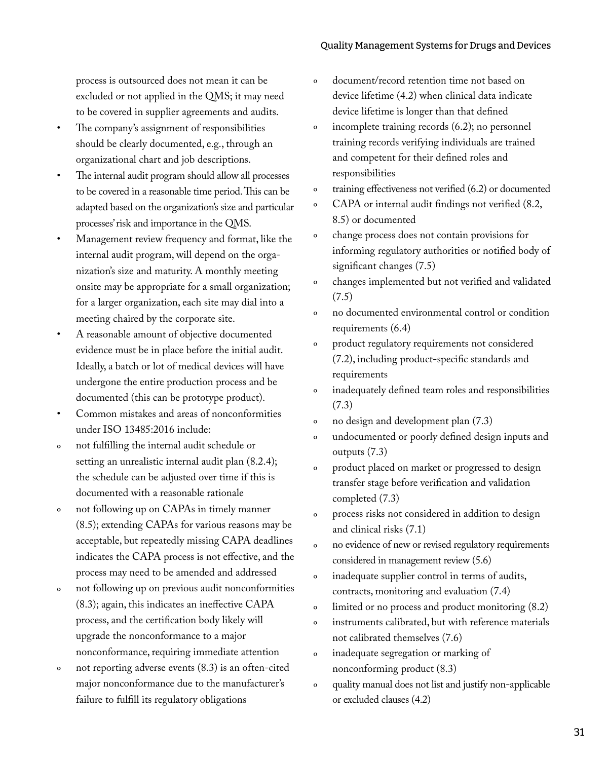process is outsourced does not mean it can be excluded or not applied in the QMS; it may need to be covered in supplier agreements and audits.

- The company's assignment of responsibilities should be clearly documented, e.g., through an organizational chart and job descriptions.
- The internal audit program should allow all processes to be covered in a reasonable time period. This can be adapted based on the organization's size and particular processes' risk and importance in the QMS.
- Management review frequency and format, like the internal audit program, will depend on the organization's size and maturity. A monthly meeting onsite may be appropriate for a small organization; for a larger organization, each site may dial into a meeting chaired by the corporate site.
- A reasonable amount of objective documented evidence must be in place before the initial audit. Ideally, a batch or lot of medical devices will have undergone the entire production process and be documented (this can be prototype product).
- Common mistakes and areas of nonconformities under ISO 13485:2016 include:
  - not fulfilling the internal audit schedule or setting an unrealistic internal audit plan (8.2.4); the schedule can be adjusted over time if this is documented with a reasonable rationale
  - not following up on CAPAs in timely manner (8.5); extending CAPAs for various reasons may be acceptable, but repeatedly missing CAPA deadlines indicates the CAPA process is not effective, and the process may need to be amended and addressed
  - not following up on previous audit nonconformities (8.3); again, this indicates an ineffective CAPA process, and the certification body likely will upgrade the nonconformance to a major nonconformance, requiring immediate attention
  - not reporting adverse events (8.3) is an often-cited major nonconformance due to the manufacturer's failure to fulfill its regulatory obligations
  - document/record retention time not based on device lifetime (4.2) when clinical data indicate device lifetime is longer than that defined
  - incomplete training records (6.2); no personnel training records verifying individuals are trained and competent for their defined roles and responsibilities
  - training effectiveness not verified (6.2) or documented
  - CAPA or internal audit findings not verified (8.2, 8.5) or documented
  - change process does not contain provisions for informing regulatory authorities or notified body of significant changes (7.5)
  - changes implemented but not verified and validated (7.5)
  - no documented environmental control or condition requirements (6.4)
  - product regulatory requirements not considered (7.2), including product-specific standards and requirements
  - inadequately defined team roles and responsibilities (7.3)
  - no design and development plan (7.3)
  - undocumented or poorly defined design inputs and outputs (7.3)
  - product placed on market or progressed to design transfer stage before verification and validation completed (7.3)
  - process risks not considered in addition to design and clinical risks (7.1)
  - no evidence of new or revised regulatory requirements considered in management review (5.6)
  - inadequate supplier control in terms of audits, contracts, monitoring and evaluation (7.4)
  - limited or no process and product monitoring (8.2)
  - instruments calibrated, but with reference materials not calibrated themselves (7.6)
  - inadequate segregation or marking of nonconforming product (8.3)
  - quality manual does not list and justify non-applicable or excluded clauses (4.2)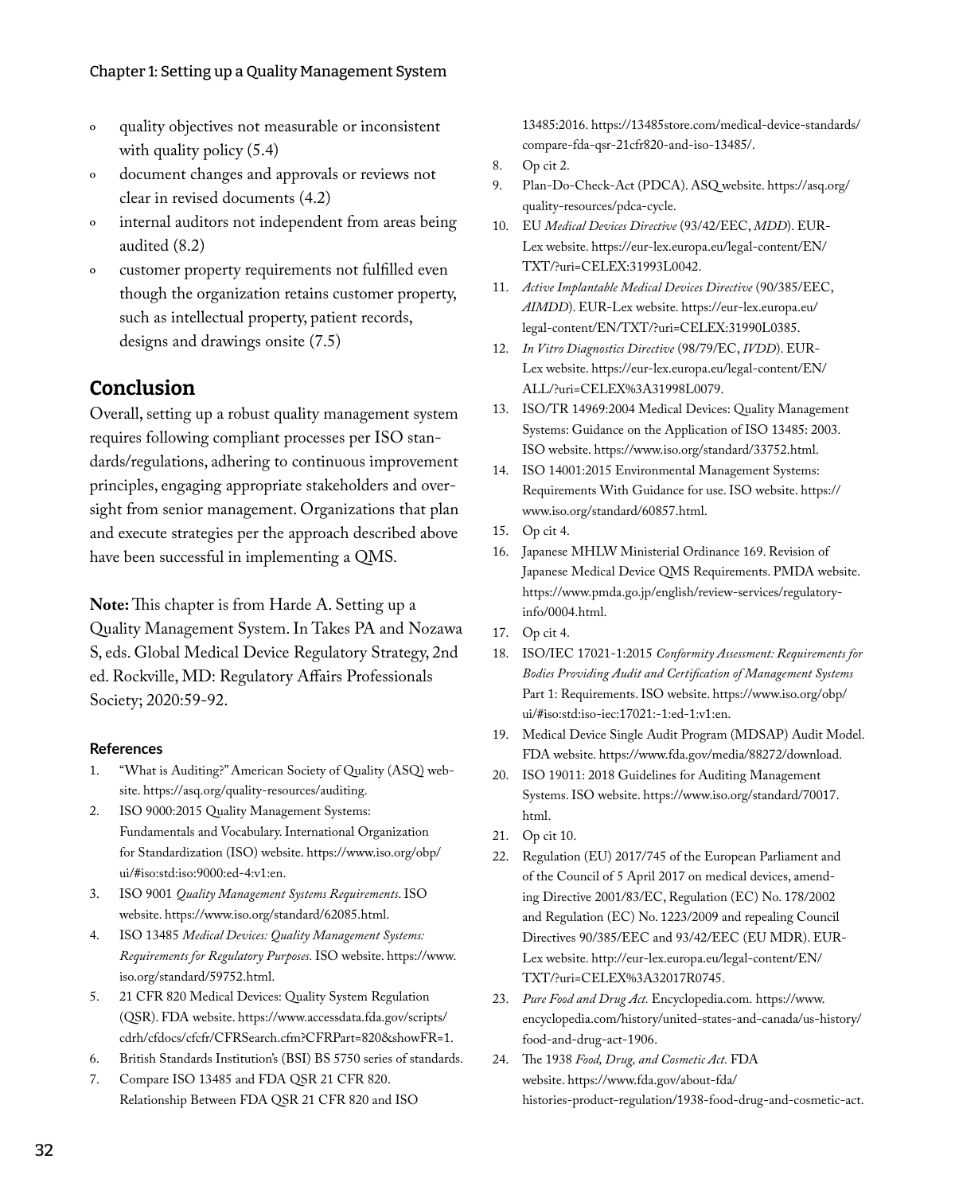- quality objectives not measurable or inconsistent with quality policy (5.4)
- document changes and approvals or reviews not clear in revised documents (4.2)
- internal auditors not independent from areas being audited (8.2)
- customer property requirements not fulfilled even though the organization retains customer property, such as intellectual property, patient records, designs and drawings onsite (7.5)

## Conclusion

Overall, setting up a robust quality management system requires following compliant processes per ISO standards/regulations, adhering to continuous improvement principles, engaging appropriate stakeholders and oversight from senior management. Organizations that plan and execute strategies per the approach described above have been successful in implementing a QMS.

**Note:** This chapter is from Harde A. Setting up a Quality Management System. In Takes PA and Nozawa S, eds. Global Medical Device Regulatory Strategy, 2nd ed. Rockville, MD: Regulatory Affairs Professionals Society; 2020:59-92.

### References

1. "What is Auditing?" American Society of Quality (ASQ) website. https://asq.org/quality-resources/auditing.
2. ISO 9000:2015 Quality Management Systems: Fundamentals and Vocabulary. International Organization for Standardization (ISO) website. https://www.iso.org/obp/ui/#iso:std:iso:9000:ed-4:v1:en.
3. ISO 9001 *Quality Management Systems Requirements*. ISO website. https://www.iso.org/standard/62085.html.
4. ISO 13485 *Medical Devices: Quality Management Systems: Requirements for Regulatory Purposes.* ISO website. https://www.iso.org/standard/59752.html.
5. 21 CFR 820 Medical Devices: Quality System Regulation (QSR). FDA website. https://www.accessdata.fda.gov/scripts/cdrh/cfdocs/cfcfr/CFRSearch.cfm?CFRPart=820&showFR=1.
6. British Standards Institution's (BSI) BS 5750 series of standards.
7. Compare ISO 13485 and FDA QSR 21 CFR 820. Relationship Between FDA QSR 21 CFR 820 and ISO 13485:2016. https://13485store.com/medical-device-standards/compare-fda-qsr-21cfr820-and-iso-13485/.
8. Op cit 2.
9. Plan-Do-Check-Act (PDCA). ASQ website. https://asq.org/quality-resources/pdca-cycle.
10. EU *Medical Devices Directive* (93/42/EEC, *MDD*). EUR-Lex website. https://eur-lex.europa.eu/legal-content/EN/TXT/?uri=CELEX:31993L0042.
11. *Active Implantable Medical Devices Directive* (90/385/EEC, *AIMDD*). EUR-Lex website. https://eur-lex.europa.eu/legal-content/EN/TXT/?uri=CELEX:31990L0385.
12. *In Vitro Diagnostics Directive* (98/79/EC, *IVDD*). EUR-Lex website. https://eur-lex.europa.eu/legal-content/EN/ALL/?uri=CELEX%3A31998L0079.
13. ISO/TR 14969:2004 Medical Devices: Quality Management Systems: Guidance on the Application of ISO 13485: 2003. ISO website. https://www.iso.org/standard/33752.html.
14. ISO 14001:2015 Environmental Management Systems: Requirements With Guidance for use. ISO website. https://www.iso.org/standard/60857.html.
15. Op cit 4.
16. Japanese MHLW Ministerial Ordinance 169. Revision of Japanese Medical Device QMS Requirements. PMDA website. https://www.pmda.go.jp/english/review-services/regulatory-info/0004.html.
17. Op cit 4.
18. ISO/IEC 17021-1:2015 *Conformity Assessment: Requirements for Bodies Providing Audit and Certification of Management Systems* Part 1: Requirements. ISO website. https://www.iso.org/obp/ui/#iso:std:iso-iec:17021:-1:ed-1:v1:en.
19. Medical Device Single Audit Program (MDSAP) Audit Model. FDA website. https://www.fda.gov/media/88272/download.
20. ISO 19011: 2018 Guidelines for Auditing Management Systems. ISO website. https://www.iso.org/standard/70017.html.
21. Op cit 10.
22. Regulation (EU) 2017/745 of the European Parliament and of the Council of 5 April 2017 on medical devices, amending Directive 2001/83/EC, Regulation (EC) No. 178/2002 and Regulation (EC) No. 1223/2009 and repealing Council Directives 90/385/EEC and 93/42/EEC (EU MDR). EUR-Lex website. http://eur-lex.europa.eu/legal-content/EN/TXT/?uri=CELEX%3A32017R0745.
23. *Pure Food and Drug Act.* Encyclopedia.com. https://www.encyclopedia.com/history/united-states-and-canada/us-history/food-and-drug-act-1906.
24. The 1938 *Food, Drug, and Cosmetic Act.* FDA website. https://www.fda.gov/about-fda/histories-product-regulation/1938-food-drug-and-cosmetic-act.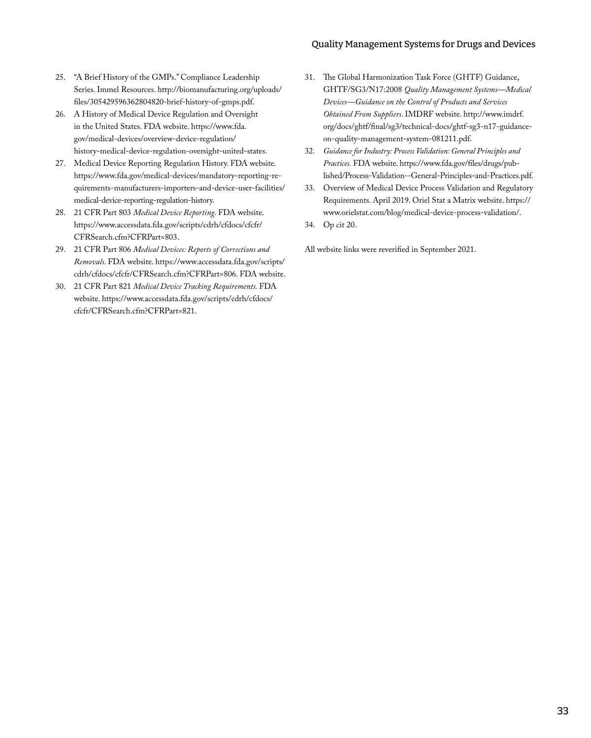25. "A Brief History of the GMPs." Compliance Leadership Series. Immel Resources. http://biomanufacturing.org/uploads/files/305429596362804820-brief-history-of-gmps.pdf.
26. A History of Medical Device Regulation and Oversight in the United States. FDA website. https://www.fda.gov/medical-devices/overview-device-regulation/history-medical-device-regulation-oversight-united-states.
27. Medical Device Reporting Regulation History. FDA website. https://www.fda.gov/medical-devices/mandatory-reporting-requirements-manufacturers-importers-and-device-user-facilities/medical-device-reporting-regulation-history.
28. 21 CFR Part 803 *Medical Device Reporting.* FDA website. https://www.accessdata.fda.gov/scripts/cdrh/cfdocs/cfcfr/CFRSearch.cfm?CFRPart=803.
29. 21 CFR Part 806 *Medical Devices: Reports of Corrections and Removals*. FDA website. https://www.accessdata.fda.gov/scripts/cdrh/cfdocs/cfcfr/CFRSearch.cfm?CFRPart=806. FDA website.
30. 21 CFR Part 821 *Medical Device Tracking Requirements.* FDA website. https://www.accessdata.fda.gov/scripts/cdrh/cfdocs/cfcfr/CFRSearch.cfm?CFRPart=821.
31. The Global Harmonization Task Force (GHTF) Guidance, GHTF/SG3/N17:2008 *Quality Management Systems—Medical Devices—Guidance on the Control of Products and Services Obtained From Suppliers*. IMDRF website. http://www.imdrf.org/docs/ghtf/final/sg3/technical-docs/ghtf-sg3-n17-guidance-on-quality-management-system-081211.pdf.
32. *Guidance for Industry: Process Validation: General Principles and Practices.* FDA website. https://www.fda.gov/files/drugs/published/Process-Validation--General-Principles-and-Practices.pdf.
33. Overview of Medical Device Process Validation and Regulatory Requirements. April 2019. Oriel Stat a Matrix website. https://www.orielstat.com/blog/medical-device-process-validation/.
34. Op cit 20.

All website links were reverified in September 2021.